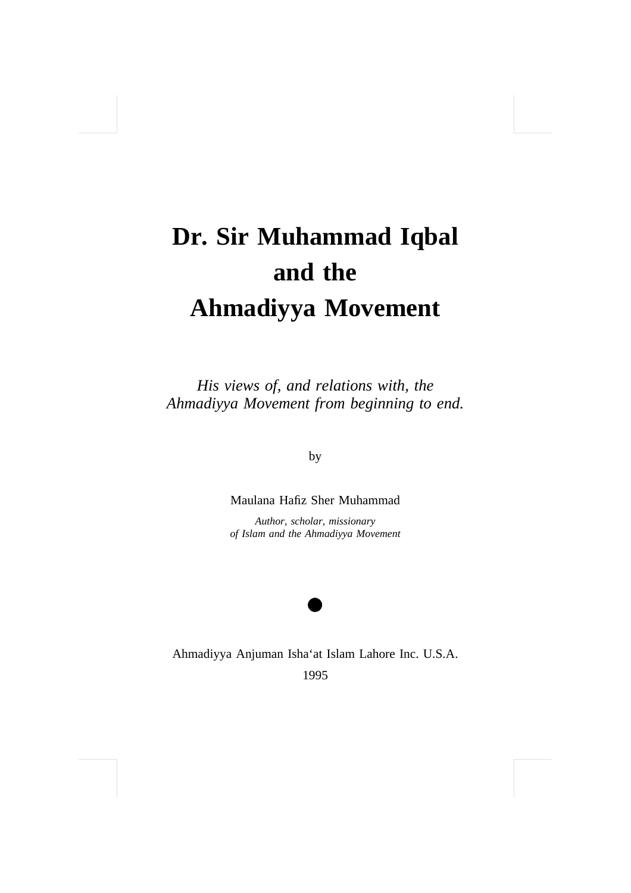# Dr. Sir Muhammad Iqbal and the Ahmadiyya Movement

*His views of, and relations with, the Ahmadiyya Movement from beginning to end.*

by

Maulana Hafiz Sher Muhammad

*Author, scholar, missionary of Islam and the Ahmadiyya Movement*

Ahmadiyya Anjuman Isha'at Islam Lahore Inc. U.S.A.

1995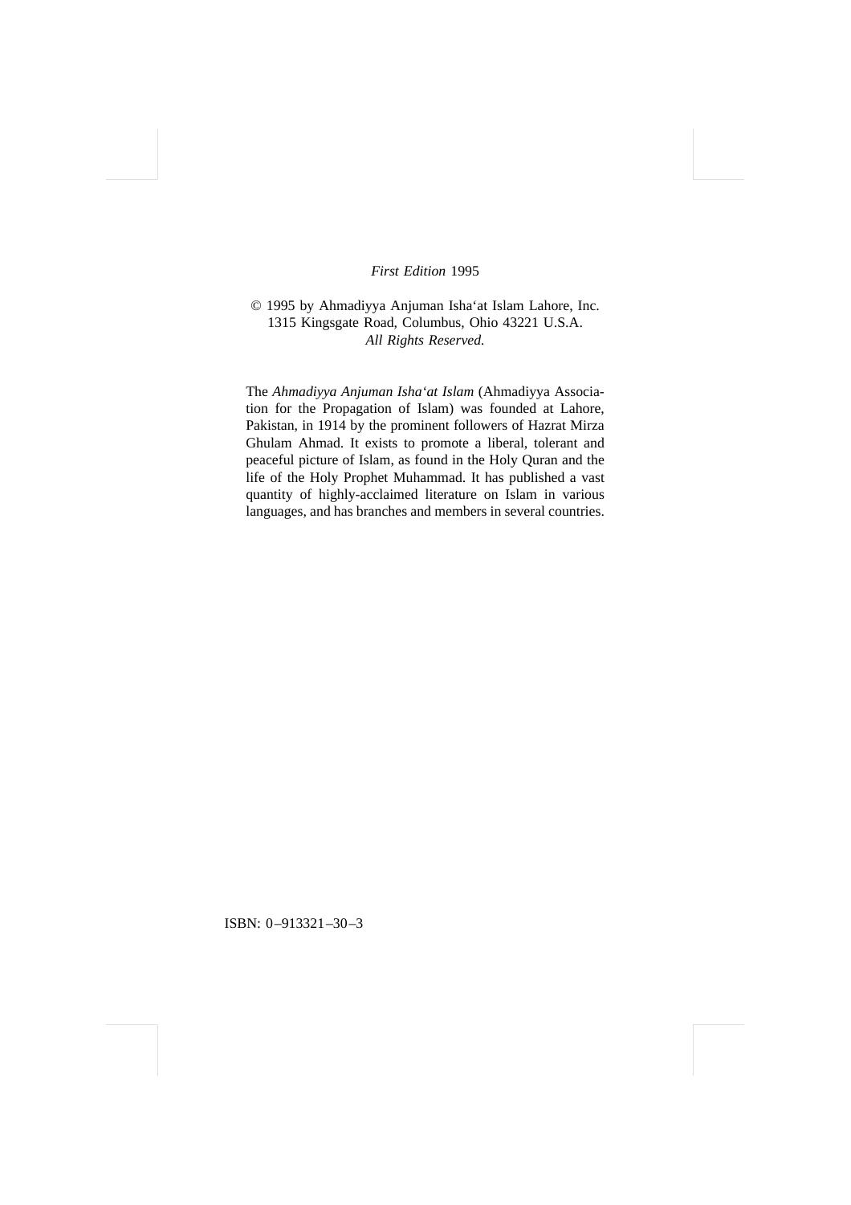*First Edition* 1995

© 1995 by Ahmadiyya Anjuman Isha‘at Islam Lahore, Inc.
1315 Kingsgate Road, Columbus, Ohio 43221 U.S.A.
*All Rights Reserved.*

The *Ahmadiyya Anjuman Isha‘at Islam* (Ahmadiyya Association for the Propagation of Islam) was founded at Lahore, Pakistan, in 1914 by the prominent followers of Hazrat Mirza Ghulam Ahmad. It exists to promote a liberal, tolerant and peaceful picture of Islam, as found in the Holy Quran and the life of the Holy Prophet Muhammad. It has published a vast quantity of highly-acclaimed literature on Islam in various languages, and has branches and members in several countries.

ISBN: 0–913321–30–3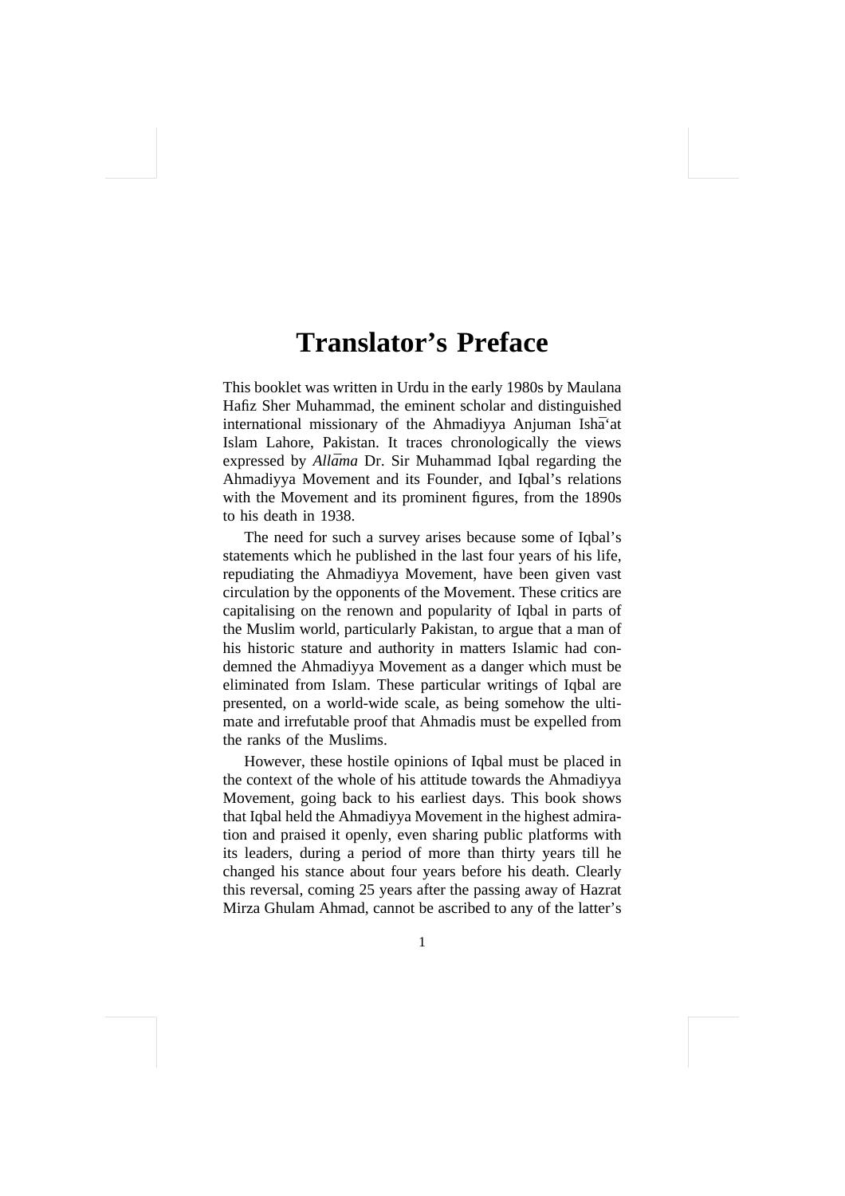# Translator's Preface

This booklet was written in Urdu in the early 1980s by Maulana Hafiz Sher Muhammad, the eminent scholar and distinguished international missionary of the Ahmadiyya Anjuman Ishā'at Islam Lahore, Pakistan. It traces chronologically the views expressed by *Allāma* Dr. Sir Muhammad Iqbal regarding the Ahmadiyya Movement and its Founder, and Iqbal's relations with the Movement and its prominent figures, from the 1890s to his death in 1938.

The need for such a survey arises because some of Iqbal's statements which he published in the last four years of his life, repudiating the Ahmadiyya Movement, have been given vast circulation by the opponents of the Movement. These critics are capitalising on the renown and popularity of Iqbal in parts of the Muslim world, particularly Pakistan, to argue that a man of his historic stature and authority in matters Islamic had condemned the Ahmadiyya Movement as a danger which must be eliminated from Islam. These particular writings of Iqbal are presented, on a world-wide scale, as being somehow the ultimate and irrefutable proof that Ahmadis must be expelled from the ranks of the Muslims.

However, these hostile opinions of Iqbal must be placed in the context of the whole of his attitude towards the Ahmadiyya Movement, going back to his earliest days. This book shows that Iqbal held the Ahmadiyya Movement in the highest admiration and praised it openly, even sharing public platforms with its leaders, during a period of more than thirty years till he changed his stance about four years before his death. Clearly this reversal, coming 25 years after the passing away of Hazrat Mirza Ghulam Ahmad, cannot be ascribed to any of the latter's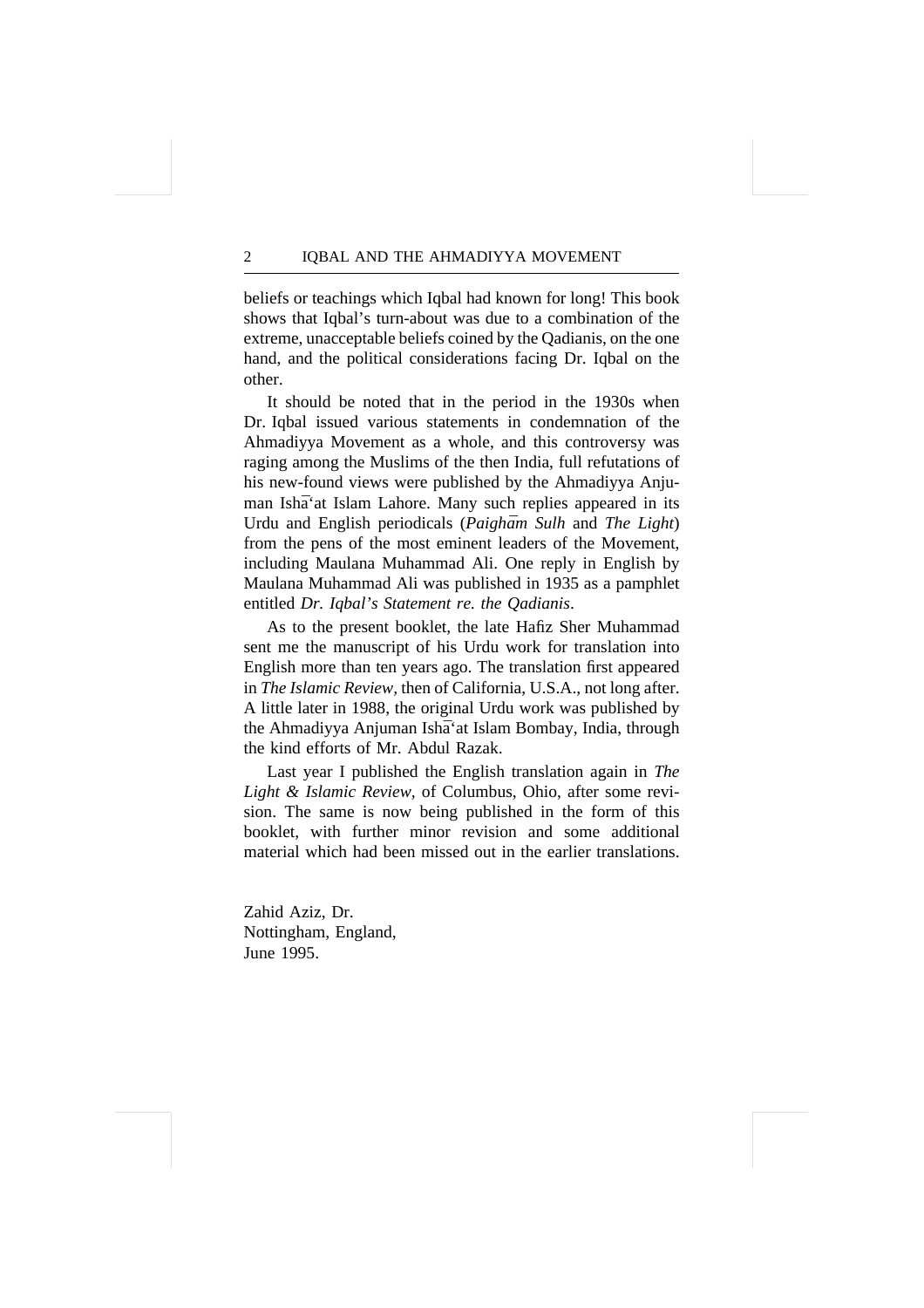beliefs or teachings which Iqbal had known for long! This book shows that Iqbal's turn-about was due to a combination of the extreme, unacceptable beliefs coined by the Qadianis, on the one hand, and the political considerations facing Dr. Iqbal on the other.

It should be noted that in the period in the 1930s when Dr. Iqbal issued various statements in condemnation of the Ahmadiyya Movement as a whole, and this controversy was raging among the Muslims of the then India, full refutations of his new-found views were published by the Ahmadiyya Anjuman Ishāʻat Islam Lahore. Many such replies appeared in its Urdu and English periodicals (*Paighām Sulh* and *The Light*) from the pens of the most eminent leaders of the Movement, including Maulana Muhammad Ali. One reply in English by Maulana Muhammad Ali was published in 1935 as a pamphlet entitled *Dr. Iqbal's Statement re. the Qadianis*.

As to the present booklet, the late Hafiz Sher Muhammad sent me the manuscript of his Urdu work for translation into English more than ten years ago. The translation first appeared in *The Islamic Review*, then of California, U.S.A., not long after. A little later in 1988, the original Urdu work was published by the Ahmadiyya Anjuman Ishāʻat Islam Bombay, India, through the kind efforts of Mr. Abdul Razak.

Last year I published the English translation again in *The Light & Islamic Review*, of Columbus, Ohio, after some revision. The same is now being published in the form of this booklet, with further minor revision and some additional material which had been missed out in the earlier translations.

Zahid Aziz, Dr.
Nottingham, England,
June 1995.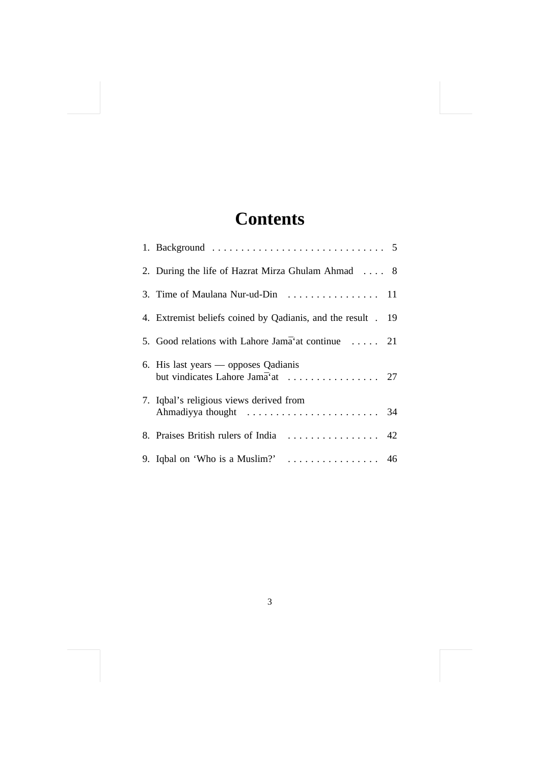# Contents

1. Background . . . . . . . . . . . . . . . . . . . . . . . . . . . . . . 5
2. During the life of Hazrat Mirza Ghulam Ahmad . . . . 8
3. Time of Maulana Nur-ud-Din . . . . . . . . . . . . . . . . 11
4. Extremist beliefs coined by Qadianis, and the result . 19
5. Good relations with Lahore Jamā‘at continue . . . . . 21
6. His last years — opposes Qadianis but vindicates Lahore Jamā‘at . . . . . . . . . . . . . . . . 27
7. Iqbal's religious views derived from Ahmadiyya thought . . . . . . . . . . . . . . . . . . . . . . . . 34
8. Praises British rulers of India . . . . . . . . . . . . . . . . 42
9. Iqbal on 'Who is a Muslim?' . . . . . . . . . . . . . . . . 46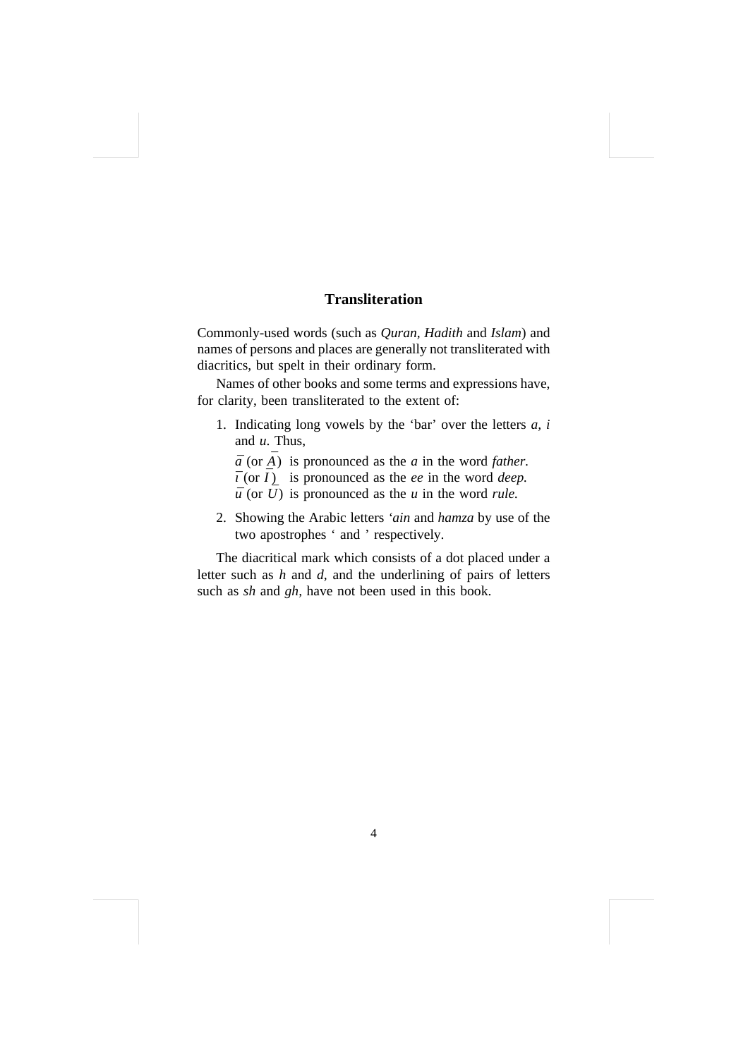# Transliteration

Commonly-used words (such as *Quran, Hadith* and *Islam*) and names of persons and places are generally not transliterated with diacritics, but spelt in their ordinary form.

Names of other books and some terms and expressions have, for clarity, been transliterated to the extent of:

1. Indicating long vowels by the 'bar' over the letters *a, i* and *u*. Thus,

   *ā* (or *Ā*) is pronounced as the *a* in the word *father*.
   *ī* (or *Ī*) is pronounced as the *ee* in the word *deep.*
   *ū* (or *Ū*) is pronounced as the *u* in the word *rule.*

2. Showing the Arabic letters *'ain* and *hamza* by use of the two apostrophes ' and ' respectively.

The diacritical mark which consists of a dot placed under a letter such as *h* and *d,* and the underlining of pairs of letters such as *sh* and *gh,* have not been used in this book.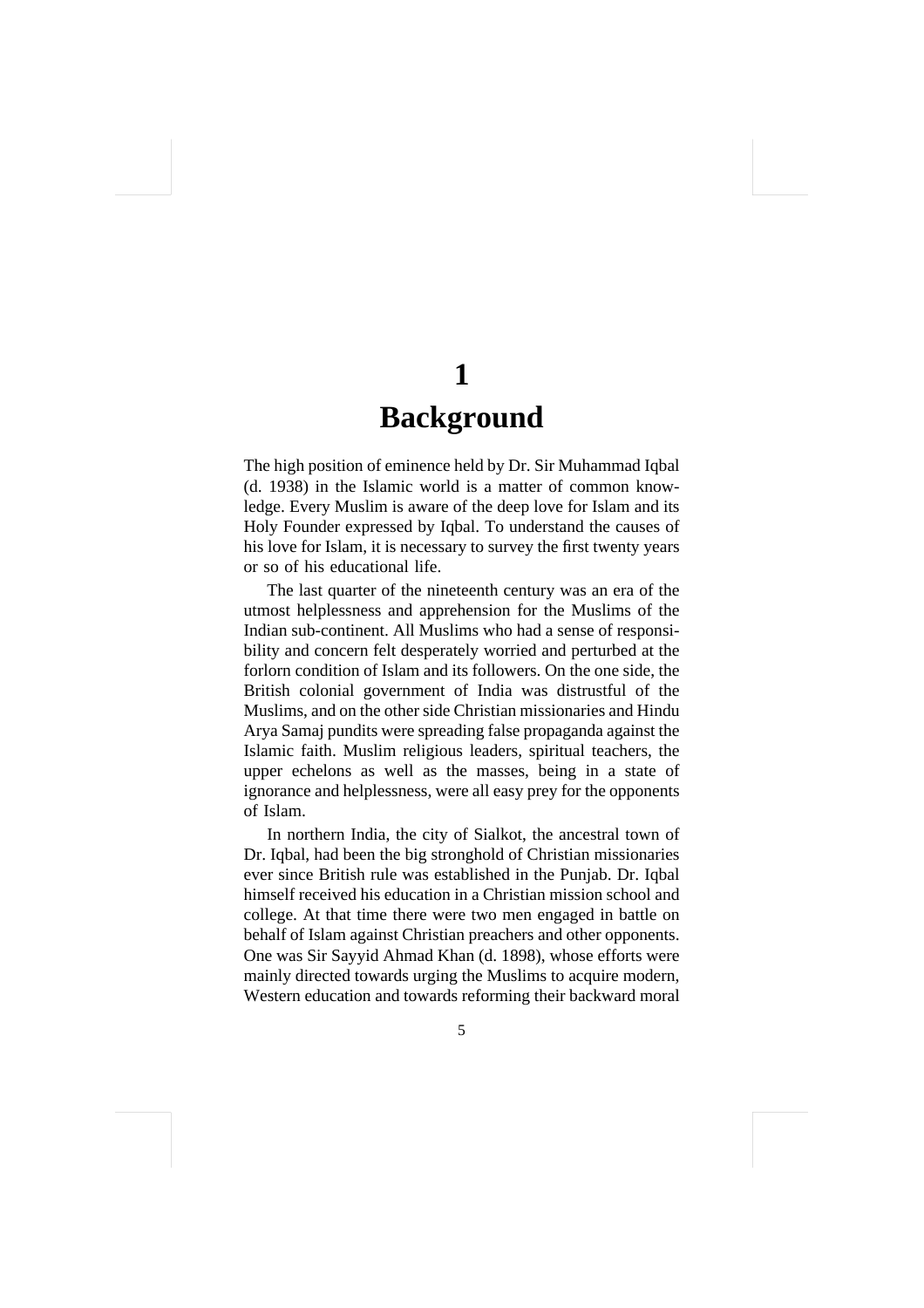# 1
# Background

The high position of eminence held by Dr. Sir Muhammad Iqbal (d. 1938) in the Islamic world is a matter of common knowledge. Every Muslim is aware of the deep love for Islam and its Holy Founder expressed by Iqbal. To understand the causes of his love for Islam, it is necessary to survey the first twenty years or so of his educational life.

The last quarter of the nineteenth century was an era of the utmost helplessness and apprehension for the Muslims of the Indian sub-continent. All Muslims who had a sense of responsibility and concern felt desperately worried and perturbed at the forlorn condition of Islam and its followers. On the one side, the British colonial government of India was distrustful of the Muslims, and on the other side Christian missionaries and Hindu Arya Samaj pundits were spreading false propaganda against the Islamic faith. Muslim religious leaders, spiritual teachers, the upper echelons as well as the masses, being in a state of ignorance and helplessness, were all easy prey for the opponents of Islam.

In northern India, the city of Sialkot, the ancestral town of Dr. Iqbal, had been the big stronghold of Christian missionaries ever since British rule was established in the Punjab. Dr. Iqbal himself received his education in a Christian mission school and college. At that time there were two men engaged in battle on behalf of Islam against Christian preachers and other opponents. One was Sir Sayyid Ahmad Khan (d. 1898), whose efforts were mainly directed towards urging the Muslims to acquire modern, Western education and towards reforming their backward moral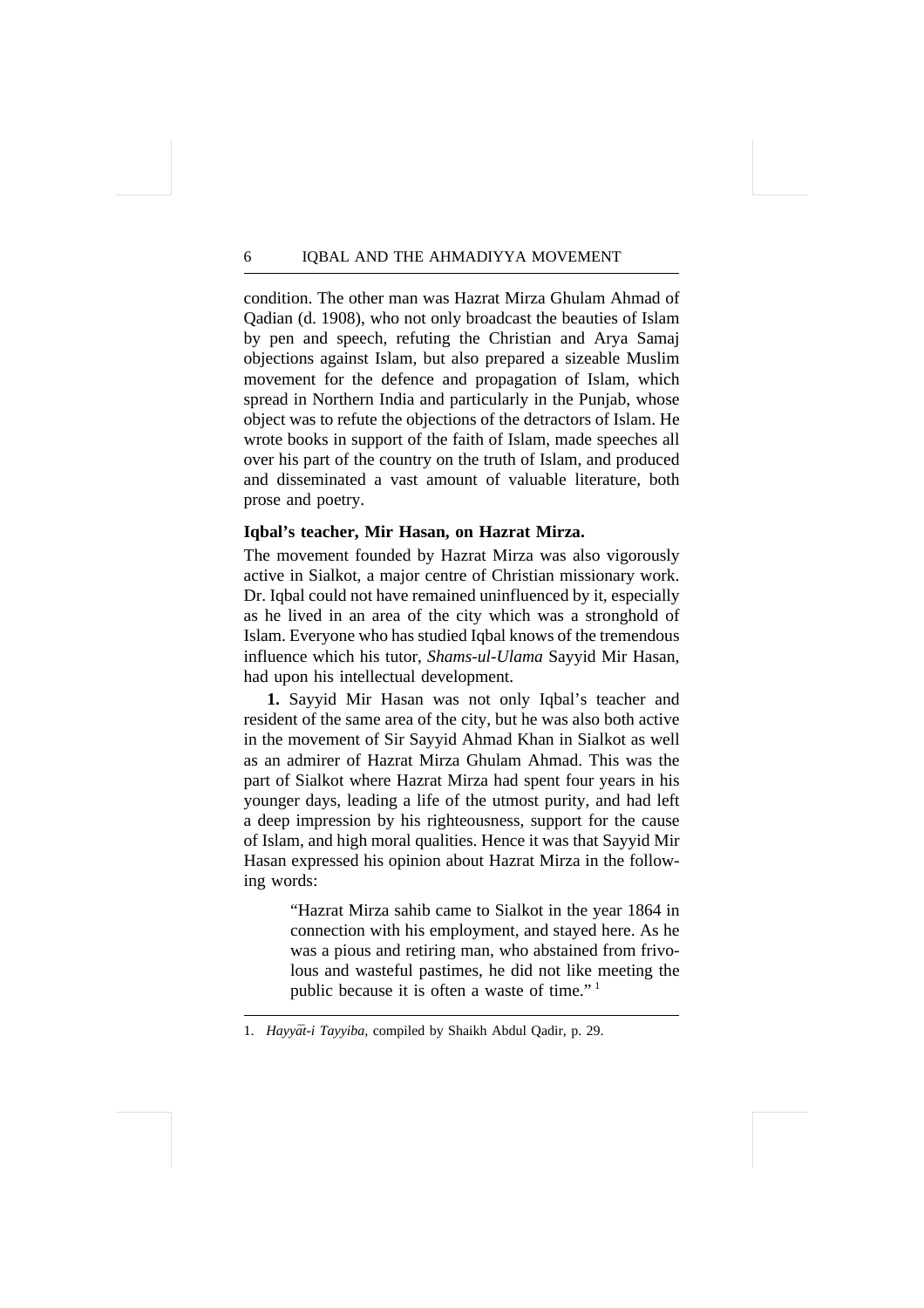condition. The other man was Hazrat Mirza Ghulam Ahmad of Qadian (d. 1908), who not only broadcast the beauties of Islam by pen and speech, refuting the Christian and Arya Samaj objections against Islam, but also prepared a sizeable Muslim movement for the defence and propagation of Islam, which spread in Northern India and particularly in the Punjab, whose object was to refute the objections of the detractors of Islam. He wrote books in support of the faith of Islam, made speeches all over his part of the country on the truth of Islam, and produced and disseminated a vast amount of valuable literature, both prose and poetry.

**Iqbal's teacher, Mir Hasan, on Hazrat Mirza.**

The movement founded by Hazrat Mirza was also vigorously active in Sialkot, a major centre of Christian missionary work. Dr. Iqbal could not have remained uninfluenced by it, especially as he lived in an area of the city which was a stronghold of Islam. Everyone who has studied Iqbal knows of the tremendous influence which his tutor, *Shams-ul-Ulama* Sayyid Mir Hasan, had upon his intellectual development.

**1.** Sayyid Mir Hasan was not only Iqbal's teacher and resident of the same area of the city, but he was also both active in the movement of Sir Sayyid Ahmad Khan in Sialkot as well as an admirer of Hazrat Mirza Ghulam Ahmad. This was the part of Sialkot where Hazrat Mirza had spent four years in his younger days, leading a life of the utmost purity, and had left a deep impression by his righteousness, support for the cause of Islam, and high moral qualities. Hence it was that Sayyid Mir Hasan expressed his opinion about Hazrat Mirza in the following words:

> "Hazrat Mirza sahib came to Sialkot in the year 1864 in connection with his employment, and stayed here. As he was a pious and retiring man, who abstained from frivolous and wasteful pastimes, he did not like meeting the public because it is often a waste of time." [1]

---

1. *Hayyāt-i Tayyiba*, compiled by Shaikh Abdul Qadir, p. 29.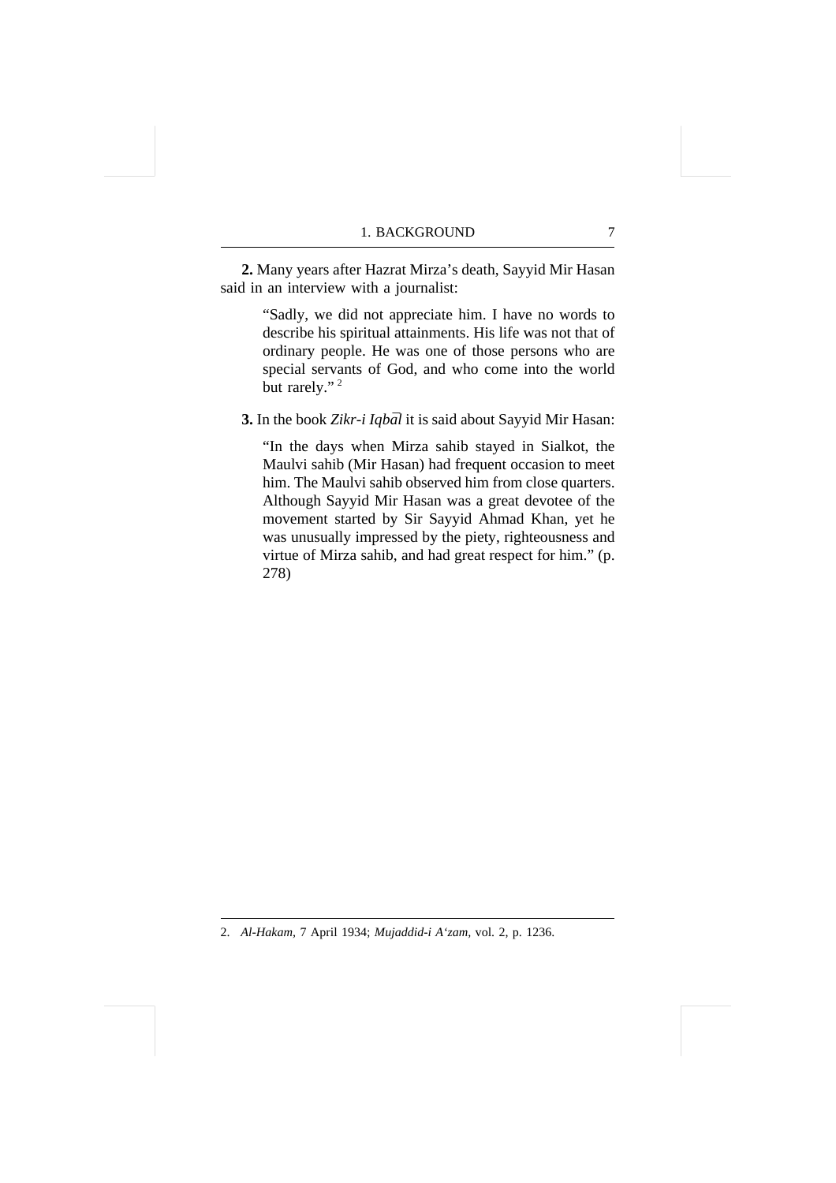**2.** Many years after Hazrat Mirza's death, Sayyid Mir Hasan said in an interview with a journalist:

> "Sadly, we did not appreciate him. I have no words to describe his spiritual attainments. His life was not that of ordinary people. He was one of those persons who are special servants of God, and who come into the world but rarely." [2]

**3.** In the book *Zikr-i Iqbāl* it is said about Sayyid Mir Hasan:

> "In the days when Mirza sahib stayed in Sialkot, the Maulvi sahib (Mir Hasan) had frequent occasion to meet him. The Maulvi sahib observed him from close quarters. Although Sayyid Mir Hasan was a great devotee of the movement started by Sir Sayyid Ahmad Khan, yet he was unusually impressed by the piety, righteousness and virtue of Mirza sahib, and had great respect for him." (p. 278)

---

2. *Al-Hakam*, 7 April 1934; *Mujaddid-i A'zam*, vol. 2, p. 1236.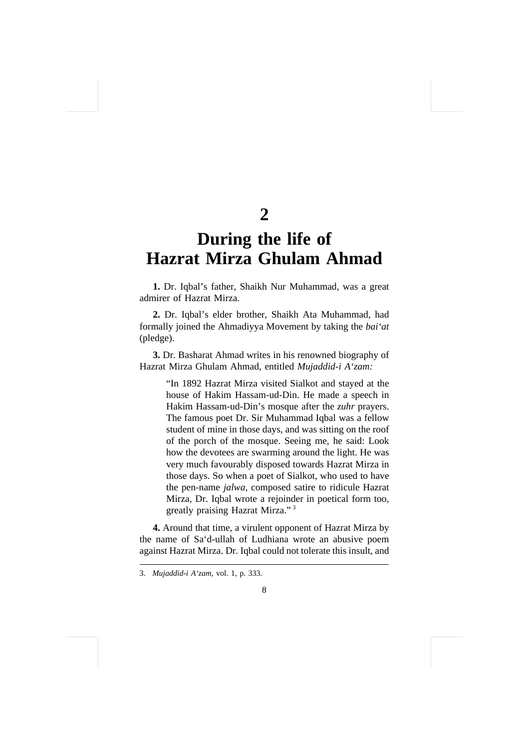# 2

# During the life of Hazrat Mirza Ghulam Ahmad

**1.** Dr. Iqbal’s father, Shaikh Nur Muhammad, was a great admirer of Hazrat Mirza.

**2.** Dr. Iqbal’s elder brother, Shaikh Ata Muhammad, had formally joined the Ahmadiyya Movement by taking the *bai‘at* (pledge).

**3.** Dr. Basharat Ahmad writes in his renowned biography of Hazrat Mirza Ghulam Ahmad, entitled *Mujaddid-i A‘zam:*

> “In 1892 Hazrat Mirza visited Sialkot and stayed at the house of Hakim Hassam-ud-Din. He made a speech in Hakim Hassam-ud-Din’s mosque after the *zuhr* prayers. The famous poet Dr. Sir Muhammad Iqbal was a fellow student of mine in those days, and was sitting on the roof of the porch of the mosque. Seeing me, he said: Look how the devotees are swarming around the light. He was very much favourably disposed towards Hazrat Mirza in those days. So when a poet of Sialkot, who used to have the pen-name *jalwa,* composed satire to ridicule Hazrat Mirza, Dr. Iqbal wrote a rejoinder in poetical form too, greatly praising Hazrat Mirza.” [3]

**4.** Around that time, a virulent opponent of Hazrat Mirza by the name of Sa‘d-ullah of Ludhiana wrote an abusive poem against Hazrat Mirza. Dr. Iqbal could not tolerate this insult, and

---

3. *Mujaddid-i A‘zam,* vol. 1, p. 333.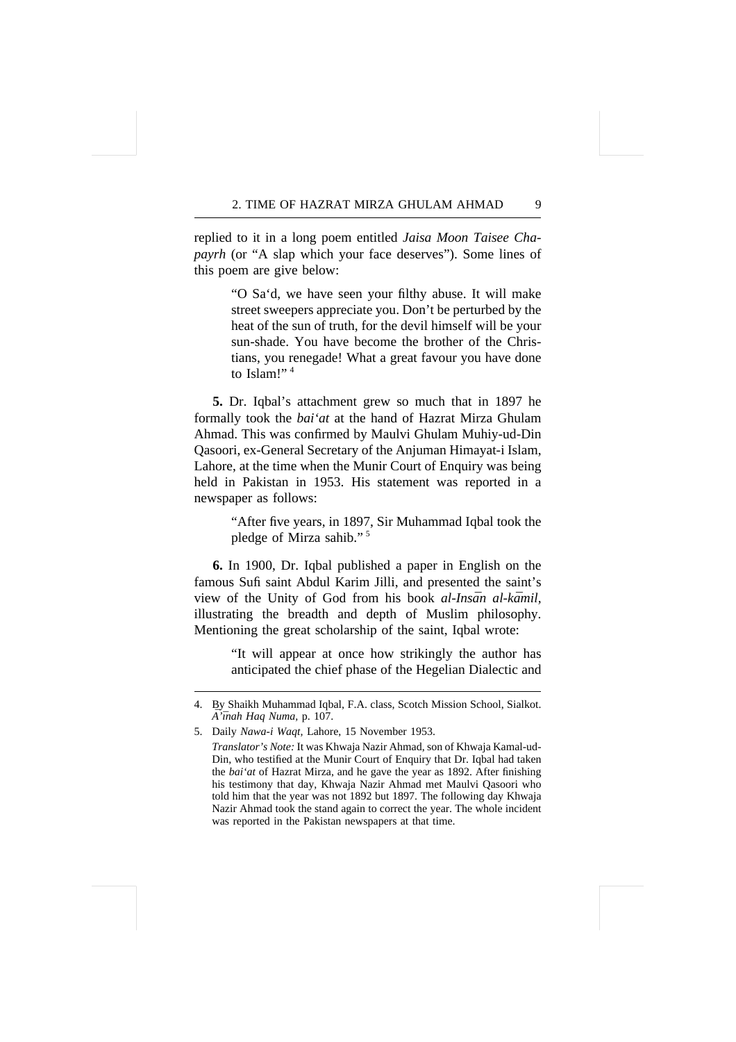replied to it in a long poem entitled *Jaisa Moon Taisee Chapayrh* (or "A slap which your face deserves"). Some lines of this poem are give below:

> "O Sa'd, we have seen your filthy abuse. It will make street sweepers appreciate you. Don't be perturbed by the heat of the sun of truth, for the devil himself will be your sun-shade. You have become the brother of the Christians, you renegade! What a great favour you have done to Islam!" [4]

**5.** Dr. Iqbal's attachment grew so much that in 1897 he formally took the *bai'at* at the hand of Hazrat Mirza Ghulam Ahmad. This was confirmed by Maulvi Ghulam Muhiy-ud-Din Qasoori, ex-General Secretary of the Anjuman Himayat-i Islam, Lahore, at the time when the Munir Court of Enquiry was being held in Pakistan in 1953. His statement was reported in a newspaper as follows:

> "After five years, in 1897, Sir Muhammad Iqbal took the pledge of Mirza sahib." [5]

**6.** In 1900, Dr. Iqbal published a paper in English on the famous Sufi saint Abdul Karim Jilli, and presented the saint's view of the Unity of God from his book *al-Insān al-kāmil*, illustrating the breadth and depth of Muslim philosophy. Mentioning the great scholarship of the saint, Iqbal wrote:

> "It will appear at once how strikingly the author has anticipated the chief phase of the Hegelian Dialectic and

---

4. By Shaikh Muhammad Iqbal, F.A. class, Scotch Mission School, Sialkot. *A'īnah Haq Numa*, p. 107.

5. Daily *Nawa-i Waqt*, Lahore, 15 November 1953.
*Translator's Note:* It was Khwaja Nazir Ahmad, son of Khwaja Kamal-ud-Din, who testified at the Munir Court of Enquiry that Dr. Iqbal had taken the *bai'at* of Hazrat Mirza, and he gave the year as 1892. After finishing his testimony that day, Khwaja Nazir Ahmad met Maulvi Qasoori who told him that the year was not 1892 but 1897. The following day Khwaja Nazir Ahmad took the stand again to correct the year. The whole incident was reported in the Pakistan newspapers at that time.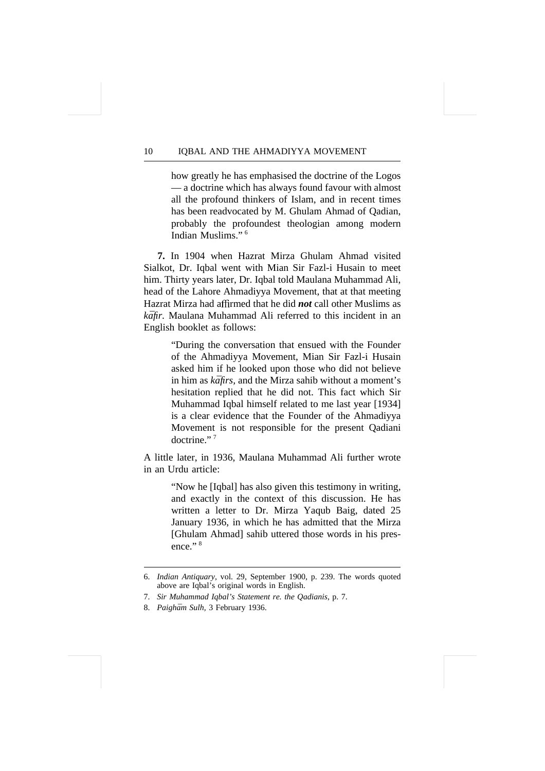> how greatly he has emphasised the doctrine of the Logos — a doctrine which has always found favour with almost all the profound thinkers of Islam, and in recent times has been readvocated by M. Ghulam Ahmad of Qadian, probably the profoundest theologian among modern Indian Muslims." [6]

**7.** In 1904 when Hazrat Mirza Ghulam Ahmad visited Sialkot, Dr. Iqbal went with Mian Sir Fazl-i Husain to meet him. Thirty years later, Dr. Iqbal told Maulana Muhammad Ali, head of the Lahore Ahmadiyya Movement, that at that meeting Hazrat Mirza had affirmed that he did ***not*** call other Muslims as *kāfir*. Maulana Muhammad Ali referred to this incident in an English booklet as follows:

> "During the conversation that ensued with the Founder of the Ahmadiyya Movement, Mian Sir Fazl-i Husain asked him if he looked upon those who did not believe in him as *kāfirs*, and the Mirza sahib without a moment's hesitation replied that he did not. This fact which Sir Muhammad Iqbal himself related to me last year [1934] is a clear evidence that the Founder of the Ahmadiyya Movement is not responsible for the present Qadiani doctrine." [7]

A little later, in 1936, Maulana Muhammad Ali further wrote in an Urdu article:

> "Now he [Iqbal] has also given this testimony in writing, and exactly in the context of this discussion. He has written a letter to Dr. Mirza Yaqub Baig, dated 25 January 1936, in which he has admitted that the Mirza [Ghulam Ahmad] sahib uttered those words in his presence." [8]

---

6. *Indian Antiquary*, vol. 29, September 1900, p. 239. The words quoted above are Iqbal's original words in English.
7. *Sir Muhammad Iqbal's Statement re. the Qadianis*, p. 7.
8. *Paighām Sulh*, 3 February 1936.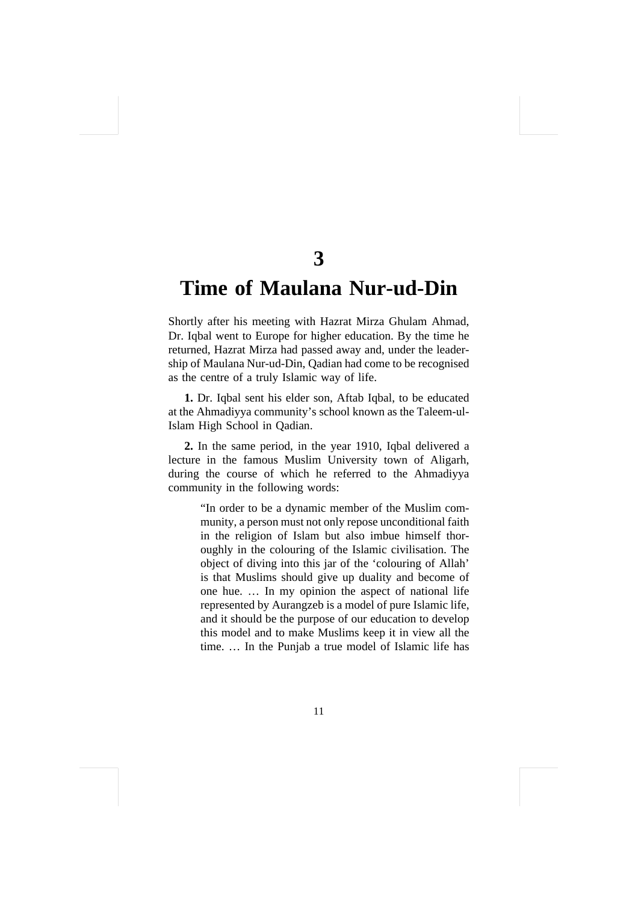# 3

# Time of Maulana Nur-ud-Din

Shortly after his meeting with Hazrat Mirza Ghulam Ahmad, Dr. Iqbal went to Europe for higher education. By the time he returned, Hazrat Mirza had passed away and, under the leadership of Maulana Nur-ud-Din, Qadian had come to be recognised as the centre of a truly Islamic way of life.

**1.** Dr. Iqbal sent his elder son, Aftab Iqbal, to be educated at the Ahmadiyya community's school known as the Taleem-ul-Islam High School in Qadian.

**2.** In the same period, in the year 1910, Iqbal delivered a lecture in the famous Muslim University town of Aligarh, during the course of which he referred to the Ahmadiyya community in the following words:

> "In order to be a dynamic member of the Muslim community, a person must not only repose unconditional faith in the religion of Islam but also imbue himself thoroughly in the colouring of the Islamic civilisation. The object of diving into this jar of the 'colouring of Allah' is that Muslims should give up duality and become of one hue. … In my opinion the aspect of national life represented by Aurangzeb is a model of pure Islamic life, and it should be the purpose of our education to develop this model and to make Muslims keep it in view all the time. … In the Punjab a true model of Islamic life has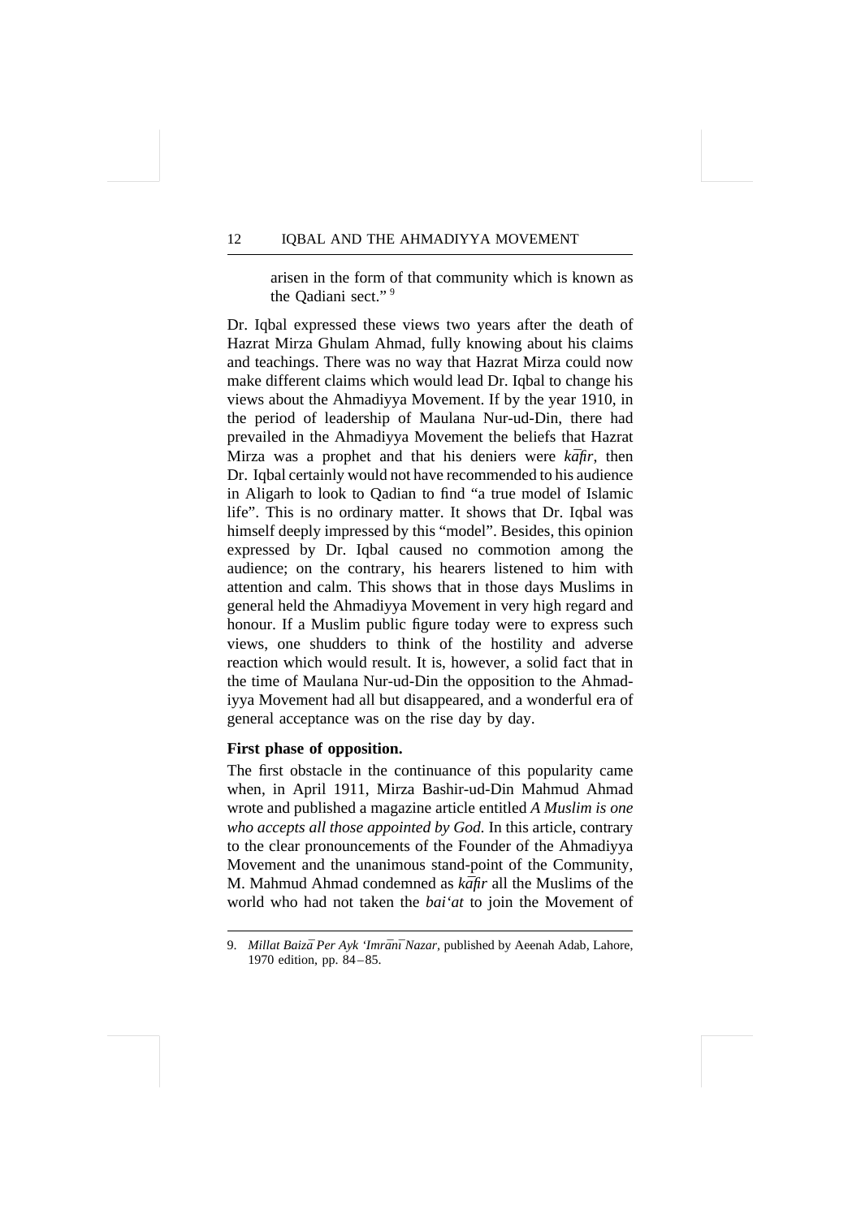arisen in the form of that community which is known as the Qadiani sect."[9]

Dr. Iqbal expressed these views two years after the death of Hazrat Mirza Ghulam Ahmad, fully knowing about his claims and teachings. There was no way that Hazrat Mirza could now make different claims which would lead Dr. Iqbal to change his views about the Ahmadiyya Movement. If by the year 1910, in the period of leadership of Maulana Nur-ud-Din, there had prevailed in the Ahmadiyya Movement the beliefs that Hazrat Mirza was a prophet and that his deniers were *kāfir*, then Dr. Iqbal certainly would not have recommended to his audience in Aligarh to look to Qadian to find "a true model of Islamic life". This is no ordinary matter. It shows that Dr. Iqbal was himself deeply impressed by this "model". Besides, this opinion expressed by Dr. Iqbal caused no commotion among the audience; on the contrary, his hearers listened to him with attention and calm. This shows that in those days Muslims in general held the Ahmadiyya Movement in very high regard and honour. If a Muslim public figure today were to express such views, one shudders to think of the hostility and adverse reaction which would result. It is, however, a solid fact that in the time of Maulana Nur-ud-Din the opposition to the Ahmadiyya Movement had all but disappeared, and a wonderful era of general acceptance was on the rise day by day.

**First phase of opposition.**

The first obstacle in the continuance of this popularity came when, in April 1911, Mirza Bashir-ud-Din Mahmud Ahmad wrote and published a magazine article entitled *A Muslim is one who accepts all those appointed by God.* In this article, contrary to the clear pronouncements of the Founder of the Ahmadiyya Movement and the unanimous stand-point of the Community, M. Mahmud Ahmad condemned as *kāfir* all the Muslims of the world who had not taken the *bai'at* to join the Movement of

---

9. *Millat Baizā Per Ayk 'Imrānī Nazar*, published by Aeenah Adab, Lahore, 1970 edition, pp. 84–85.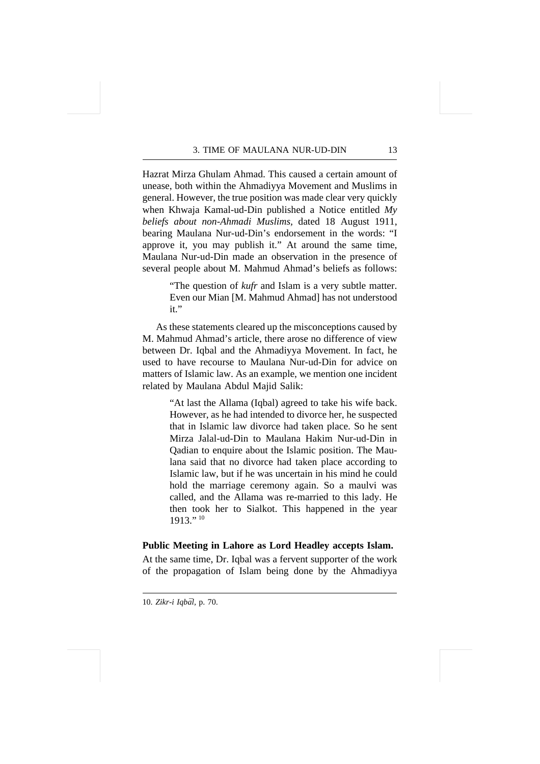Hazrat Mirza Ghulam Ahmad. This caused a certain amount of unease, both within the Ahmadiyya Movement and Muslims in general. However, the true position was made clear very quickly when Khwaja Kamal-ud-Din published a Notice entitled *My beliefs about non-Ahmadi Muslims*, dated 18 August 1911, bearing Maulana Nur-ud-Din's endorsement in the words: "I approve it, you may publish it." At around the same time, Maulana Nur-ud-Din made an observation in the presence of several people about M. Mahmud Ahmad's beliefs as follows:

> "The question of *kufr* and Islam is a very subtle matter. Even our Mian [M. Mahmud Ahmad] has not understood it."

As these statements cleared up the misconceptions caused by M. Mahmud Ahmad's article, there arose no difference of view between Dr. Iqbal and the Ahmadiyya Movement. In fact, he used to have recourse to Maulana Nur-ud-Din for advice on matters of Islamic law. As an example, we mention one incident related by Maulana Abdul Majid Salik:

> "At last the Allama (Iqbal) agreed to take his wife back. However, as he had intended to divorce her, he suspected that in Islamic law divorce had taken place. So he sent Mirza Jalal-ud-Din to Maulana Hakim Nur-ud-Din in Qadian to enquire about the Islamic position. The Maulana said that no divorce had taken place according to Islamic law, but if he was uncertain in his mind he could hold the marriage ceremony again. So a maulvi was called, and the Allama was re-married to this lady. He then took her to Sialkot. This happened in the year 1913." [10]

**Public Meeting in Lahore as Lord Headley accepts Islam.**

At the same time, Dr. Iqbal was a fervent supporter of the work of the propagation of Islam being done by the Ahmadiyya

10. *Zikr-i Iqbāl*, p. 70.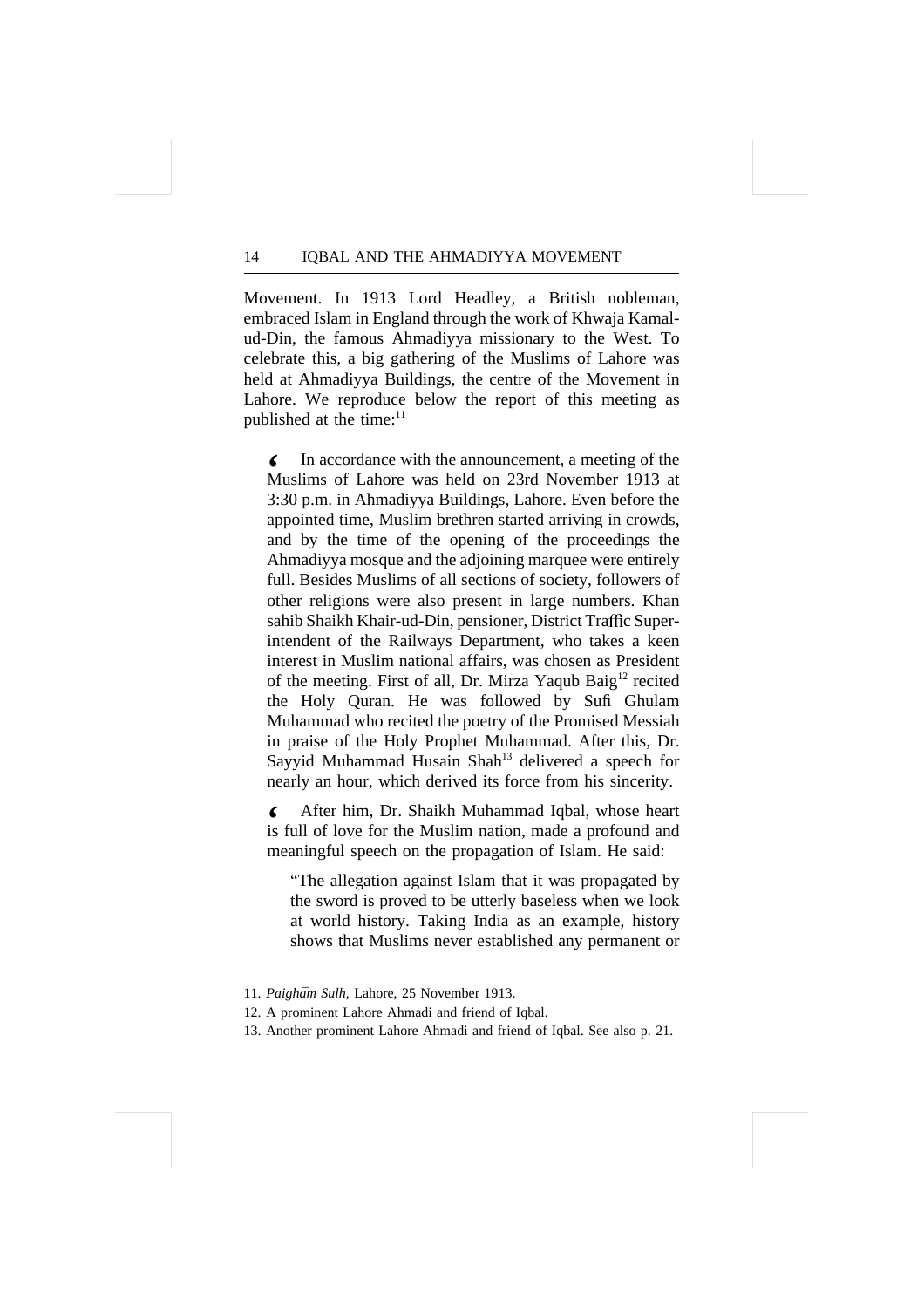Movement. In 1913 Lord Headley, a British nobleman, embraced Islam in England through the work of Khwaja Kamal-ud-Din, the famous Ahmadiyya missionary to the West. To celebrate this, a big gathering of the Muslims of Lahore was held at Ahmadiyya Buildings, the centre of the Movement in Lahore. We reproduce below the report of this meeting as published at the time:[11]

> ‘ In accordance with the announcement, a meeting of the Muslims of Lahore was held on 23rd November 1913 at 3:30 p.m. in Ahmadiyya Buildings, Lahore. Even before the appointed time, Muslim brethren started arriving in crowds, and by the time of the opening of the proceedings the Ahmadiyya mosque and the adjoining marquee were entirely full. Besides Muslims of all sections of society, followers of other religions were also present in large numbers. Khan sahib Shaikh Khair-ud-Din, pensioner, District Traffic Superintendent of the Railways Department, who takes a keen interest in Muslim national affairs, was chosen as President of the meeting. First of all, Dr. Mirza Yaqub Baig[12] recited the Holy Quran. He was followed by Sufi Ghulam Muhammad who recited the poetry of the Promised Messiah in praise of the Holy Prophet Muhammad. After this, Dr. Sayyid Muhammad Husain Shah[13] delivered a speech for nearly an hour, which derived its force from his sincerity.
>
> ‘ After him, Dr. Shaikh Muhammad Iqbal, whose heart is full of love for the Muslim nation, made a profound and meaningful speech on the propagation of Islam. He said:
>
> > “The allegation against Islam that it was propagated by the sword is proved to be utterly baseless when we look at world history. Taking India as an example, history shows that Muslims never established any permanent or

---

11. *Paighām Sulh,* Lahore, 25 November 1913.
12. A prominent Lahore Ahmadi and friend of Iqbal.
13. Another prominent Lahore Ahmadi and friend of Iqbal. See also p. 21.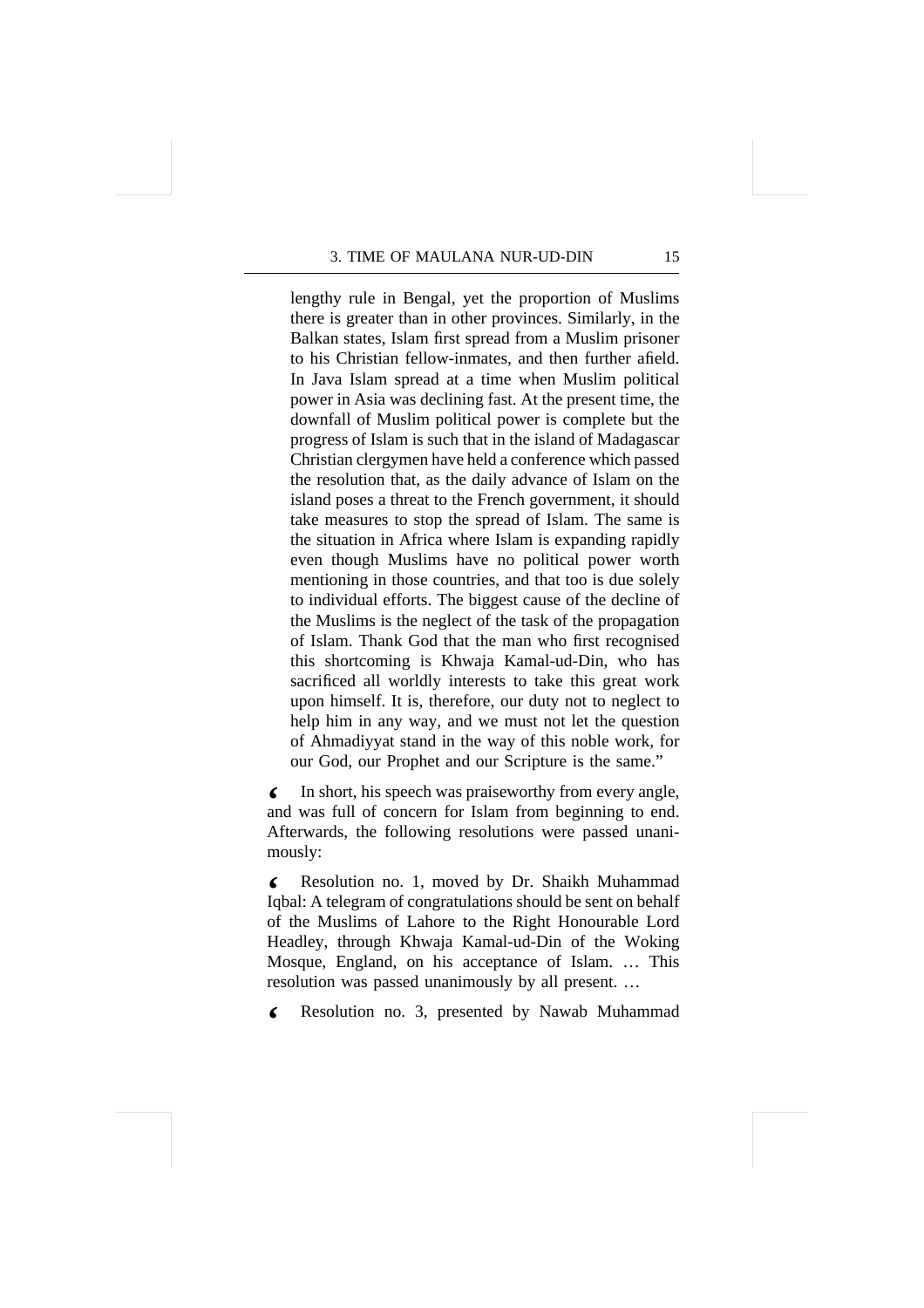lengthy rule in Bengal, yet the proportion of Muslims there is greater than in other provinces. Similarly, in the Balkan states, Islam first spread from a Muslim prisoner to his Christian fellow-inmates, and then further afield. In Java Islam spread at a time when Muslim political power in Asia was declining fast. At the present time, the downfall of Muslim political power is complete but the progress of Islam is such that in the island of Madagascar Christian clergymen have held a conference which passed the resolution that, as the daily advance of Islam on the island poses a threat to the French government, it should take measures to stop the spread of Islam. The same is the situation in Africa where Islam is expanding rapidly even though Muslims have no political power worth mentioning in those countries, and that too is due solely to individual efforts. The biggest cause of the decline of the Muslims is the neglect of the task of the propagation of Islam. Thank God that the man who first recognised this shortcoming is Khwaja Kamal-ud-Din, who has sacrificed all worldly interests to take this great work upon himself. It is, therefore, our duty not to neglect to help him in any way, and we must not let the question of Ahmadiyyat stand in the way of this noble work, for our God, our Prophet and our Scripture is the same."

‘ In short, his speech was praiseworthy from every angle, and was full of concern for Islam from beginning to end. Afterwards, the following resolutions were passed unanimously:

‘ Resolution no. 1, moved by Dr. Shaikh Muhammad Iqbal: A telegram of congratulations should be sent on behalf of the Muslims of Lahore to the Right Honourable Lord Headley, through Khwaja Kamal-ud-Din of the Woking Mosque, England, on his acceptance of Islam. … This resolution was passed unanimously by all present. …

‘ Resolution no. 3, presented by Nawab Muhammad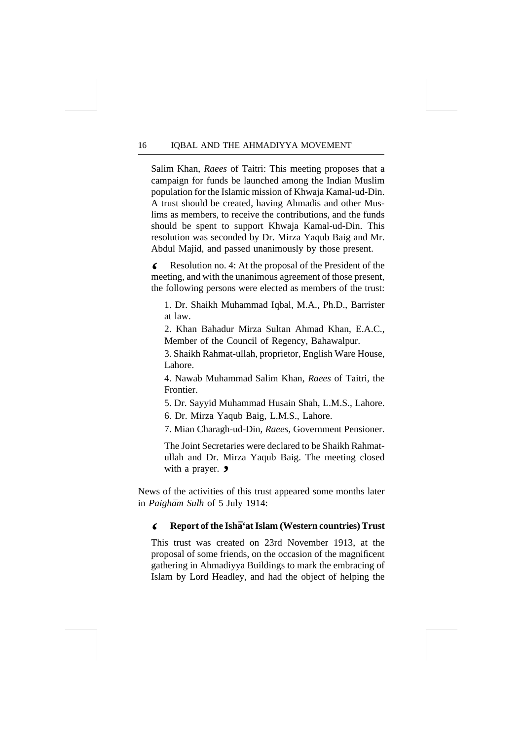Salim Khan, *Raees* of Taitri: This meeting proposes that a campaign for funds be launched among the Indian Muslim population for the Islamic mission of Khwaja Kamal-ud-Din. A trust should be created, having Ahmadis and other Muslims as members, to receive the contributions, and the funds should be spent to support Khwaja Kamal-ud-Din. This resolution was seconded by Dr. Mirza Yaqub Baig and Mr. Abdul Majid, and passed unanimously by those present.

‘ Resolution no. 4: At the proposal of the President of the meeting, and with the unanimous agreement of those present, the following persons were elected as members of the trust:

1. Dr. Shaikh Muhammad Iqbal, M.A., Ph.D., Barrister at law.
2. Khan Bahadur Mirza Sultan Ahmad Khan, E.A.C., Member of the Council of Regency, Bahawalpur.
3. Shaikh Rahmat-ullah, proprietor, English Ware House, Lahore.
4. Nawab Muhammad Salim Khan, *Raees* of Taitri, the Frontier.
5. Dr. Sayyid Muhammad Husain Shah, L.M.S., Lahore.
6. Dr. Mirza Yaqub Baig, L.M.S., Lahore.
7. Mian Charagh-ud-Din, *Raees*, Government Pensioner.

The Joint Secretaries were declared to be Shaikh Rahmat-ullah and Dr. Mirza Yaqub Baig. The meeting closed with a prayer. ’

News of the activities of this trust appeared some months later in *Paighām Sulh* of 5 July 1914:

‘ **Report of the Ishā‘at Islam (Western countries) Trust**

This trust was created on 23rd November 1913, at the proposal of some friends, on the occasion of the magnificent gathering in Ahmadiyya Buildings to mark the embracing of Islam by Lord Headley, and had the object of helping the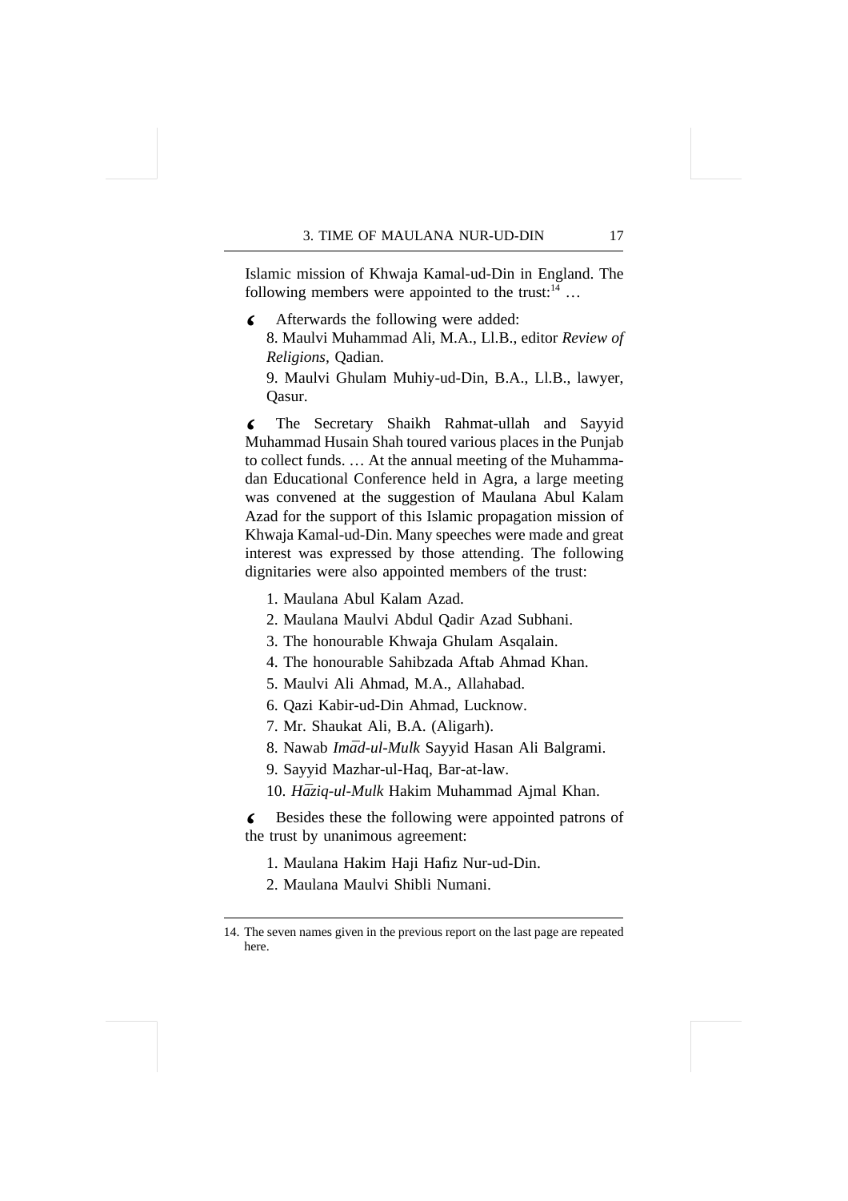Islamic mission of Khwaja Kamal-ud-Din in England. The following members were appointed to the trust:[14] …

‘ Afterwards the following were added:

8. Maulvi Muhammad Ali, M.A., Ll.B., editor *Review of Religions*, Qadian.

9. Maulvi Ghulam Muhiy-ud-Din, B.A., Ll.B., lawyer, Qasur.

‘ The Secretary Shaikh Rahmat-ullah and Sayyid Muhammad Husain Shah toured various places in the Punjab to collect funds. … At the annual meeting of the Muhammadan Educational Conference held in Agra, a large meeting was convened at the suggestion of Maulana Abul Kalam Azad for the support of this Islamic propagation mission of Khwaja Kamal-ud-Din. Many speeches were made and great interest was expressed by those attending. The following dignitaries were also appointed members of the trust:

1. Maulana Abul Kalam Azad.
2. Maulana Maulvi Abdul Qadir Azad Subhani.
3. The honourable Khwaja Ghulam Asqalain.
4. The honourable Sahibzada Aftab Ahmad Khan.
5. Maulvi Ali Ahmad, M.A., Allahabad.
6. Qazi Kabir-ud-Din Ahmad, Lucknow.
7. Mr. Shaukat Ali, B.A. (Aligarh).
8. Nawab *Imād-ul-Mulk* Sayyid Hasan Ali Balgrami.
9. Sayyid Mazhar-ul-Haq, Bar-at-law.
10. *Hāziq-ul-Mulk* Hakim Muhammad Ajmal Khan.

‘ Besides these the following were appointed patrons of the trust by unanimous agreement:

1. Maulana Hakim Haji Hafiz Nur-ud-Din.
2. Maulana Maulvi Shibli Numani.

---

14. The seven names given in the previous report on the last page are repeated here.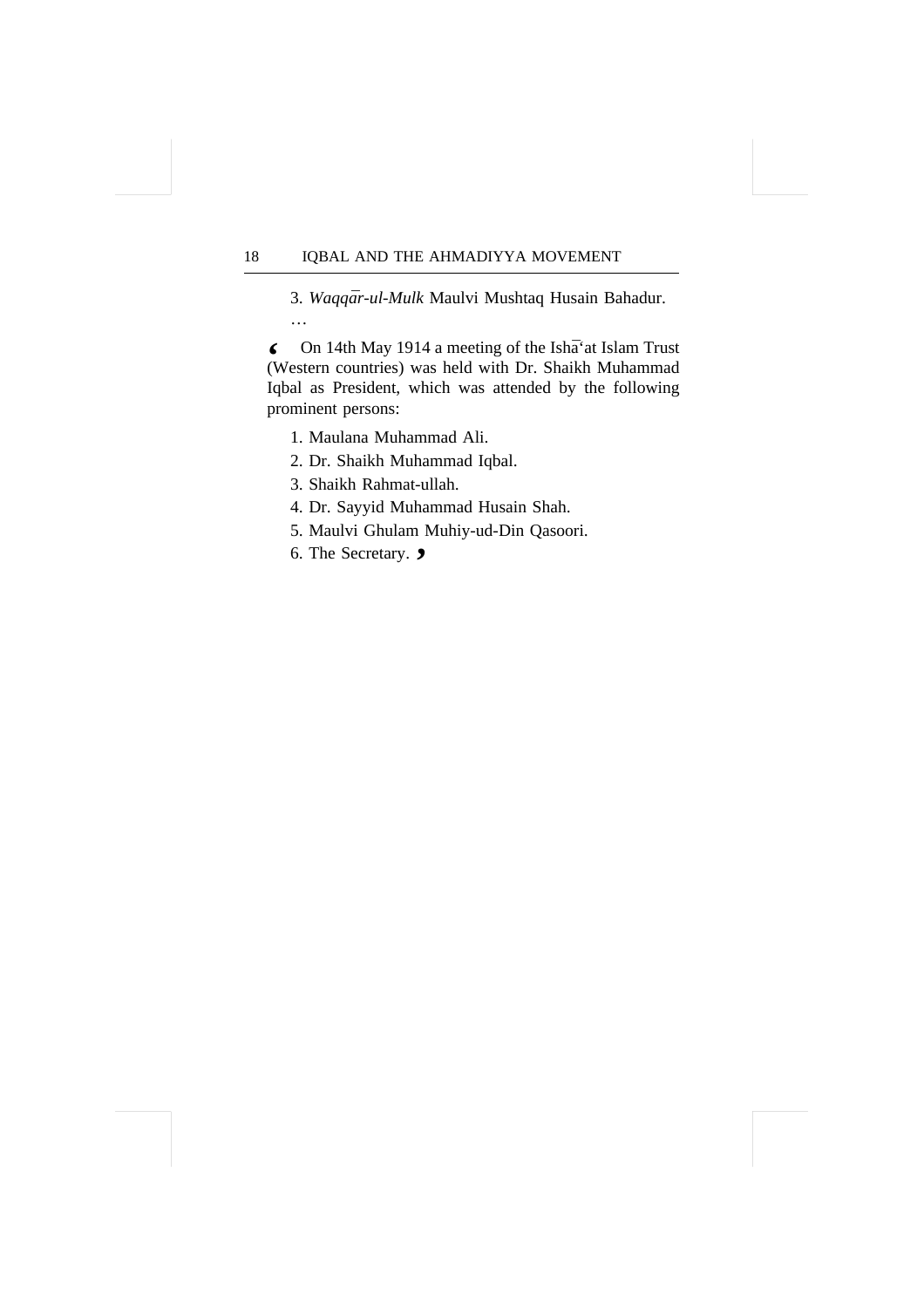3. *Waqqār-ul-Mulk* Maulvi Mushtaq Husain Bahadur.

…

❛ On 14th May 1914 a meeting of the Ishā‘at Islam Trust (Western countries) was held with Dr. Shaikh Muhammad Iqbal as President, which was attended by the following prominent persons:

1. Maulana Muhammad Ali.
2. Dr. Shaikh Muhammad Iqbal.
3. Shaikh Rahmat-ullah.
4. Dr. Sayyid Muhammad Husain Shah.
5. Maulvi Ghulam Muhiy-ud-Din Qasoori.
6. The Secretary. ❜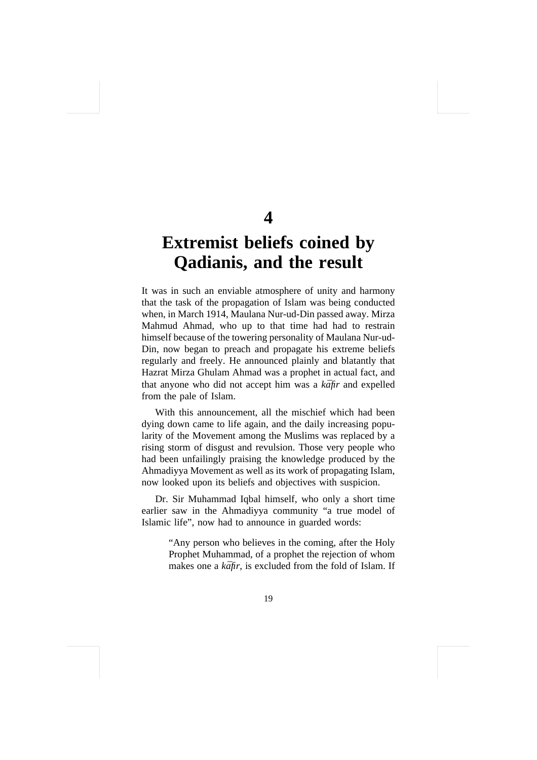# 4

# Extremist beliefs coined by Qadianis, and the result

It was in such an enviable atmosphere of unity and harmony that the task of the propagation of Islam was being conducted when, in March 1914, Maulana Nur-ud-Din passed away. Mirza Mahmud Ahmad, who up to that time had had to restrain himself because of the towering personality of Maulana Nur-ud-Din, now began to preach and propagate his extreme beliefs regularly and freely. He announced plainly and blatantly that Hazrat Mirza Ghulam Ahmad was a prophet in actual fact, and that anyone who did not accept him was a *kāfir* and expelled from the pale of Islam.

With this announcement, all the mischief which had been dying down came to life again, and the daily increasing popularity of the Movement among the Muslims was replaced by a rising storm of disgust and revulsion. Those very people who had been unfailingly praising the knowledge produced by the Ahmadiyya Movement as well as its work of propagating Islam, now looked upon its beliefs and objectives with suspicion.

Dr. Sir Muhammad Iqbal himself, who only a short time earlier saw in the Ahmadiyya community "a true model of Islamic life", now had to announce in guarded words:

> "Any person who believes in the coming, after the Holy Prophet Muhammad, of a prophet the rejection of whom makes one a *kāfir*, is excluded from the fold of Islam. If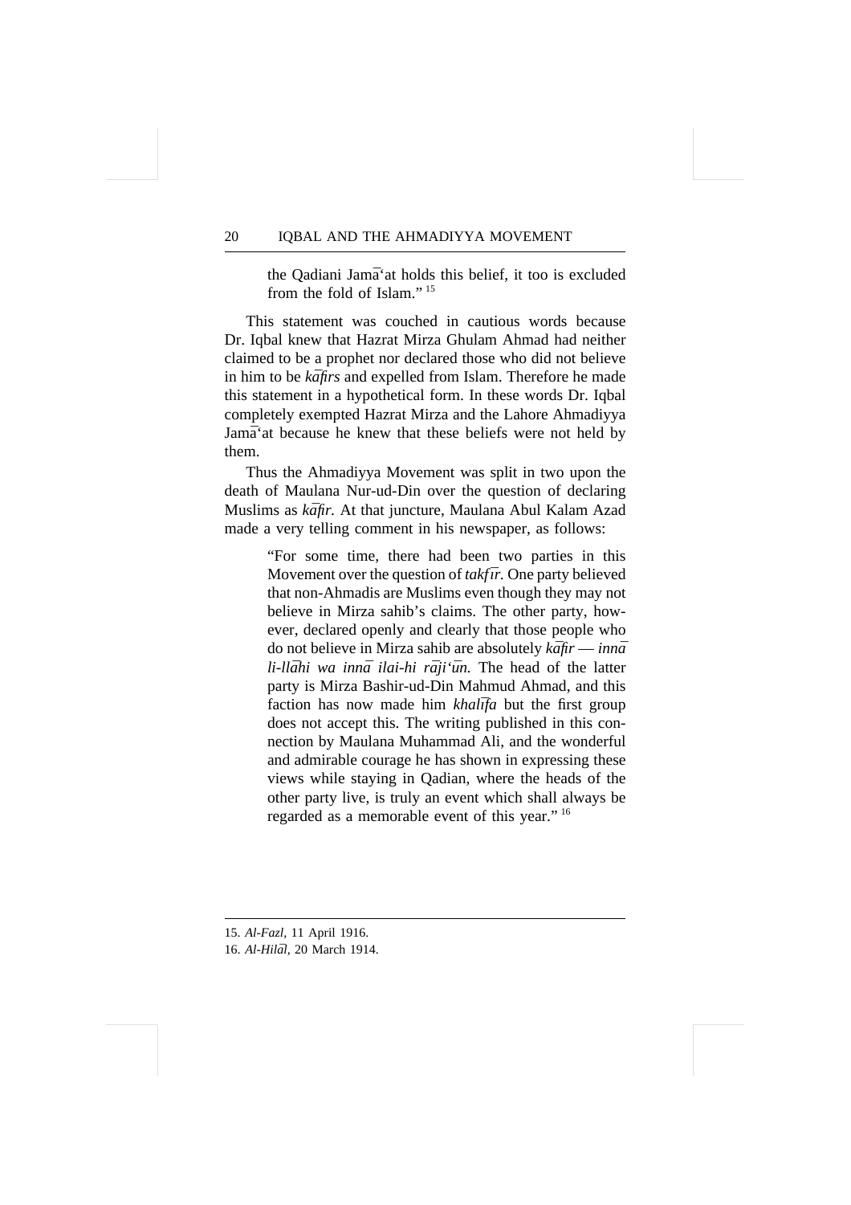> the Qadiani Jamā'at holds this belief, it too is excluded from the fold of Islam." [15]

This statement was couched in cautious words because Dr. Iqbal knew that Hazrat Mirza Ghulam Ahmad had neither claimed to be a prophet nor declared those who did not believe in him to be *kāfirs* and expelled from Islam. Therefore he made this statement in a hypothetical form. In these words Dr. Iqbal completely exempted Hazrat Mirza and the Lahore Ahmadiyya Jamā'at because he knew that these beliefs were not held by them.

Thus the Ahmadiyya Movement was split in two upon the death of Maulana Nur-ud-Din over the question of declaring Muslims as *kāfir*. At that juncture, Maulana Abul Kalam Azad made a very telling comment in his newspaper, as follows:

> "For some time, there had been two parties in this Movement over the question of *takfīr*. One party believed that non-Ahmadis are Muslims even though they may not believe in Mirza sahib's claims. The other party, however, declared openly and clearly that those people who do not believe in Mirza sahib are absolutely *kāfir — innā li-llāhi wa innā ilai-hi rāji'ūn*. The head of the latter party is Mirza Bashir-ud-Din Mahmud Ahmad, and this faction has now made him *khalīfa* but the first group does not accept this. The writing published in this connection by Maulana Muhammad Ali, and the wonderful and admirable courage he has shown in expressing these views while staying in Qadian, where the heads of the other party live, is truly an event which shall always be regarded as a memorable event of this year." [16]

---

15. *Al-Fazl*, 11 April 1916.
16. *Al-Hilāl*, 20 March 1914.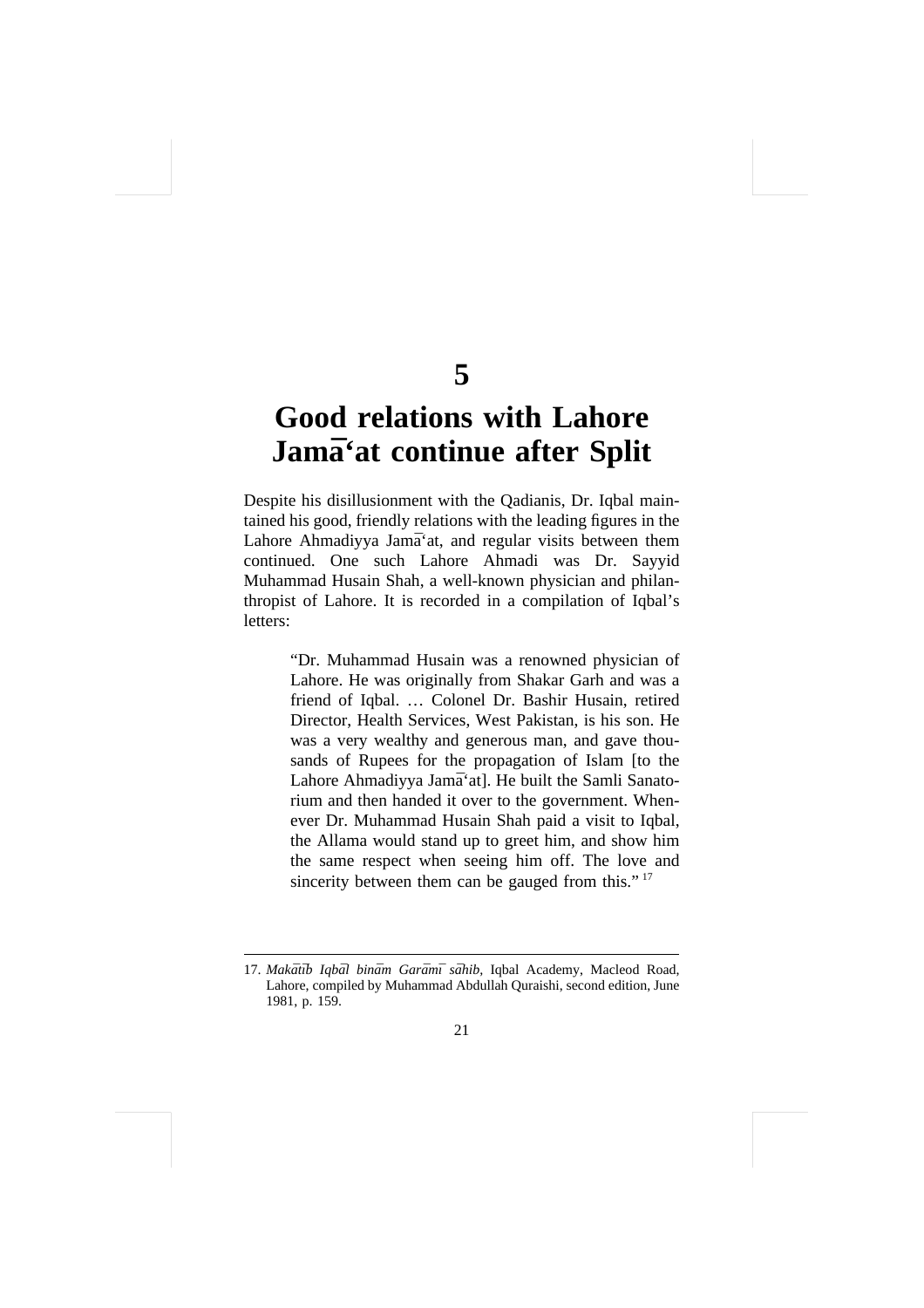# 5

# Good relations with Lahore Jamāʻat continue after Split

Despite his disillusionment with the Qadianis, Dr. Iqbal maintained his good, friendly relations with the leading figures in the Lahore Ahmadiyya Jamāʻat, and regular visits between them continued. One such Lahore Ahmadi was Dr. Sayyid Muhammad Husain Shah, a well-known physician and philanthropist of Lahore. It is recorded in a compilation of Iqbal's letters:

> "Dr. Muhammad Husain was a renowned physician of Lahore. He was originally from Shakar Garh and was a friend of Iqbal. … Colonel Dr. Bashir Husain, retired Director, Health Services, West Pakistan, is his son. He was a very wealthy and generous man, and gave thousands of Rupees for the propagation of Islam [to the Lahore Ahmadiyya Jamāʻat]. He built the Samli Sanatorium and then handed it over to the government. Whenever Dr. Muhammad Husain Shah paid a visit to Iqbal, the Allama would stand up to greet him, and show him the same respect when seeing him off. The love and sincerity between them can be gauged from this." [17]

---

17. *Makātīb Iqbāl binām Garāmī sāhib*, Iqbal Academy, Macleod Road, Lahore, compiled by Muhammad Abdullah Quraishi, second edition, June 1981, p. 159.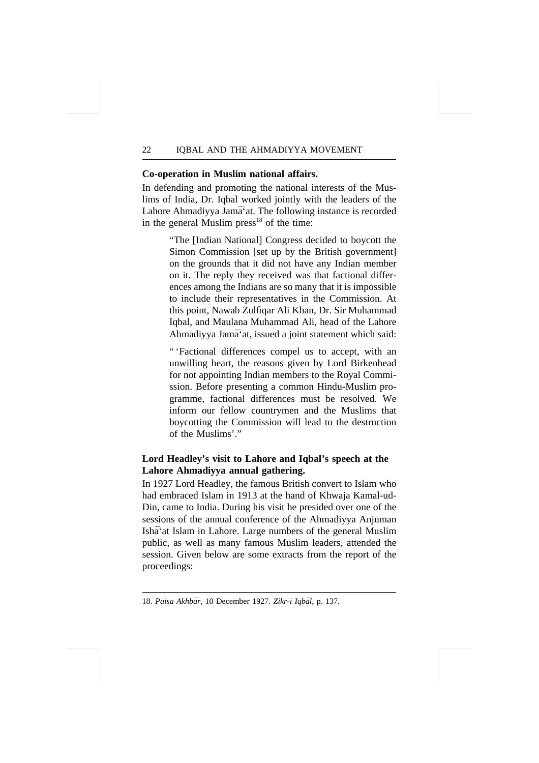**Co-operation in Muslim national affairs.**

In defending and promoting the national interests of the Muslims of India, Dr. Iqbal worked jointly with the leaders of the Lahore Ahmadiyya Jamā'at. The following instance is recorded in the general Muslim press[18] of the time:

> "The [Indian National] Congress decided to boycott the Simon Commission [set up by the British government] on the grounds that it did not have any Indian member on it. The reply they received was that factional differences among the Indians are so many that it is impossible to include their representatives in the Commission. At this point, Nawab Zulfiqar Ali Khan, Dr. Sir Muhammad Iqbal, and Maulana Muhammad Ali, head of the Lahore Ahmadiyya Jamā'at, issued a joint statement which said:
>
> " 'Factional differences compel us to accept, with an unwilling heart, the reasons given by Lord Birkenhead for not appointing Indian members to the Royal Commission. Before presenting a common Hindu-Muslim programme, factional differences must be resolved. We inform our fellow countrymen and the Muslims that boycotting the Commission will lead to the destruction of the Muslims'."

**Lord Headley's visit to Lahore and Iqbal's speech at the Lahore Ahmadiyya annual gathering.**

In 1927 Lord Headley, the famous British convert to Islam who had embraced Islam in 1913 at the hand of Khwaja Kamal-ud-Din, came to India. During his visit he presided over one of the sessions of the annual conference of the Ahmadiyya Anjuman Ishā'at Islam in Lahore. Large numbers of the general Muslim public, as well as many famous Muslim leaders, attended the session. Given below are some extracts from the report of the proceedings:

---

18. *Paisa Akhbār*, 10 December 1927. *Zikr-i Iqbāl*, p. 137.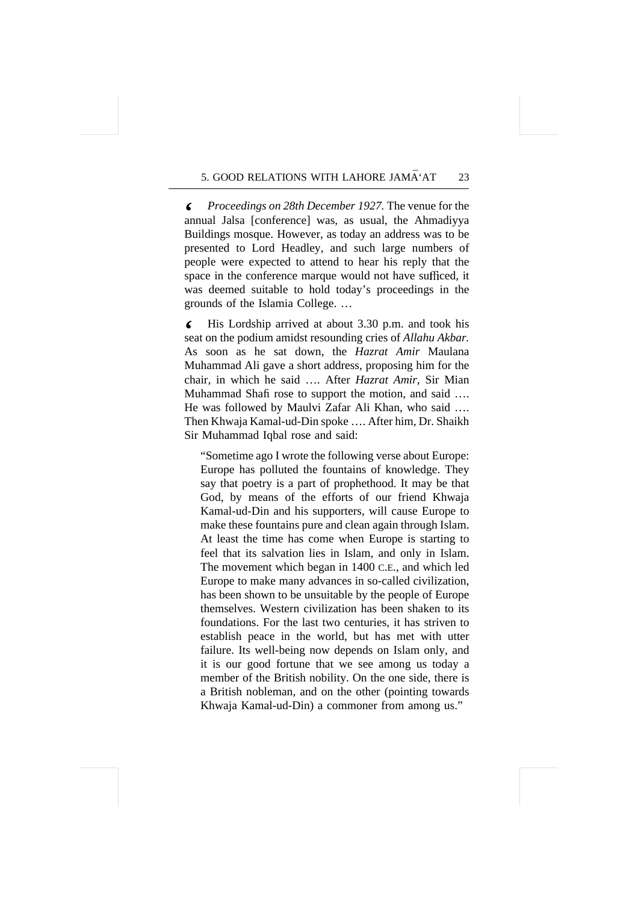❛ *Proceedings on 28th December 1927.* The venue for the annual Jalsa [conference] was, as usual, the Ahmadiyya Buildings mosque. However, as today an address was to be presented to Lord Headley, and such large numbers of people were expected to attend to hear his reply that the space in the conference marque would not have sufficed, it was deemed suitable to hold today's proceedings in the grounds of the Islamia College. …

❛ His Lordship arrived at about 3.30 p.m. and took his seat on the podium amidst resounding cries of *Allahu Akbar.* As soon as he sat down, the *Hazrat Amir* Maulana Muhammad Ali gave a short address, proposing him for the chair, in which he said …. After *Hazrat Amir*, Sir Mian Muhammad Shafi rose to support the motion, and said …. He was followed by Maulvi Zafar Ali Khan, who said …. Then Khwaja Kamal-ud-Din spoke …. After him, Dr. Shaikh Sir Muhammad Iqbal rose and said:

> "Sometime ago I wrote the following verse about Europe: Europe has polluted the fountains of knowledge. They say that poetry is a part of prophethood. It may be that God, by means of the efforts of our friend Khwaja Kamal-ud-Din and his supporters, will cause Europe to make these fountains pure and clean again through Islam. At least the time has come when Europe is starting to feel that its salvation lies in Islam, and only in Islam. The movement which began in 1400 C.E., and which led Europe to make many advances in so-called civilization, has been shown to be unsuitable by the people of Europe themselves. Western civilization has been shaken to its foundations. For the last two centuries, it has striven to establish peace in the world, but has met with utter failure. Its well-being now depends on Islam only, and it is our good fortune that we see among us today a member of the British nobility. On the one side, there is a British nobleman, and on the other (pointing towards Khwaja Kamal-ud-Din) a commoner from among us."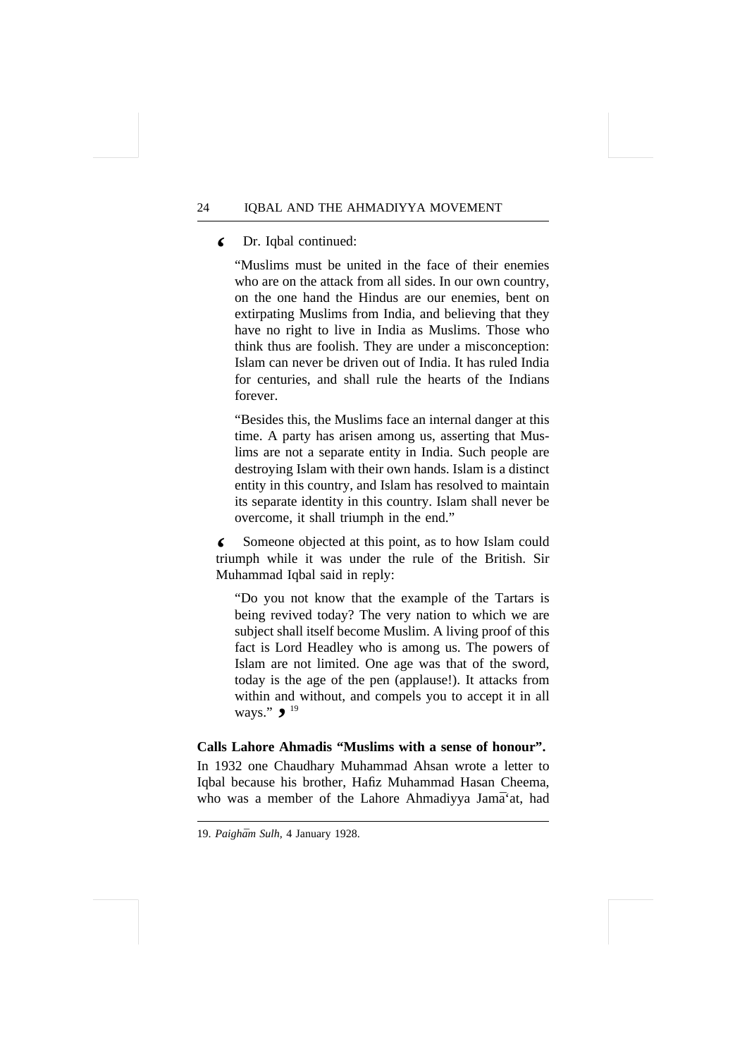❛ Dr. Iqbal continued:

"Muslims must be united in the face of their enemies who are on the attack from all sides. In our own country, on the one hand the Hindus are our enemies, bent on extirpating Muslims from India, and believing that they have no right to live in India as Muslims. Those who think thus are foolish. They are under a misconception: Islam can never be driven out of India. It has ruled India for centuries, and shall rule the hearts of the Indians forever.

"Besides this, the Muslims face an internal danger at this time. A party has arisen among us, asserting that Muslims are not a separate entity in India. Such people are destroying Islam with their own hands. Islam is a distinct entity in this country, and Islam has resolved to maintain its separate identity in this country. Islam shall never be overcome, it shall triumph in the end."

❛ Someone objected at this point, as to how Islam could triumph while it was under the rule of the British. Sir Muhammad Iqbal said in reply:

"Do you not know that the example of the Tartars is being revived today? The very nation to which we are subject shall itself become Muslim. A living proof of this fact is Lord Headley who is among us. The powers of Islam are not limited. One age was that of the sword, today is the age of the pen (applause!). It attacks from within and without, and compels you to accept it in all ways." ❜ [19]

**Calls Lahore Ahmadis "Muslims with a sense of honour".**

In 1932 one Chaudhary Muhammad Ahsan wrote a letter to Iqbal because his brother, Hafiz Muhammad Hasan Cheema, who was a member of the Lahore Ahmadiyya Jamā'at, had

---

19. *Paighām Sulh,* 4 January 1928.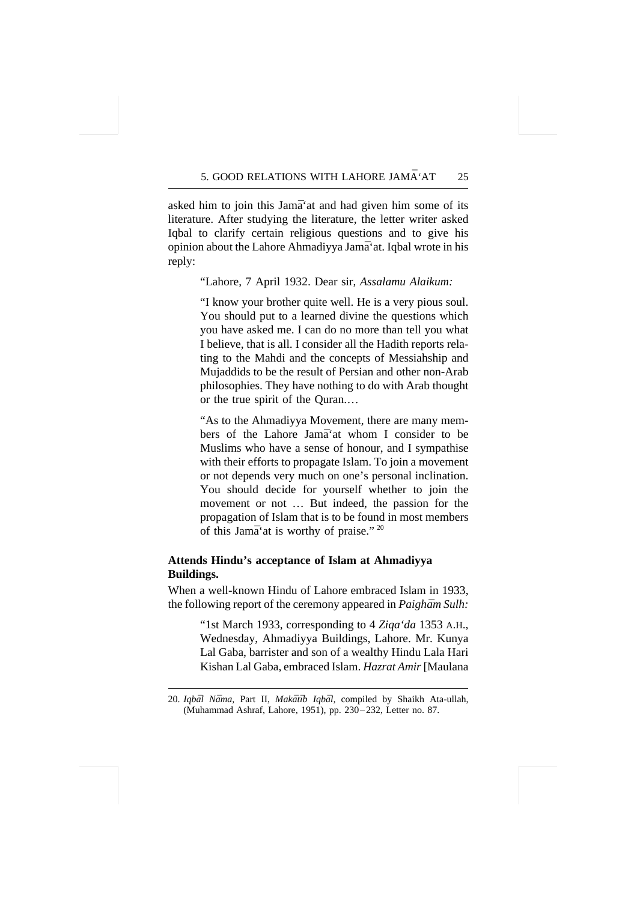asked him to join this Jamā'at and had given him some of its literature. After studying the literature, the letter writer asked Iqbal to clarify certain religious questions and to give his opinion about the Lahore Ahmadiyya Jamā'at. Iqbal wrote in his reply:

> "Lahore, 7 April 1932. Dear sir, *Assalamu Alaikum:*
>
> "I know your brother quite well. He is a very pious soul. You should put to a learned divine the questions which you have asked me. I can do no more than tell you what I believe, that is all. I consider all the Hadith reports relating to the Mahdi and the concepts of Messiahship and Mujaddids to be the result of Persian and other non-Arab philosophies. They have nothing to do with Arab thought or the true spirit of the Quran.…
>
> "As to the Ahmadiyya Movement, there are many members of the Lahore Jamā'at whom I consider to be Muslims who have a sense of honour, and I sympathise with their efforts to propagate Islam. To join a movement or not depends very much on one's personal inclination. You should decide for yourself whether to join the movement or not … But indeed, the passion for the propagation of Islam that is to be found in most members of this Jamā'at is worthy of praise." [20]

**Attends Hindu's acceptance of Islam at Ahmadiyya Buildings.**

When a well-known Hindu of Lahore embraced Islam in 1933, the following report of the ceremony appeared in *Paighām Sulh:*

> "1st March 1933, corresponding to 4 *Ziqa'da* 1353 A.H., Wednesday, Ahmadiyya Buildings, Lahore. Mr. Kunya Lal Gaba, barrister and son of a wealthy Hindu Lala Hari Kishan Lal Gaba, embraced Islam. *Hazrat Amir* [Maulana

---

20. *Iqbāl Nāma,* Part II, *Makātīb Iqbāl,* compiled by Shaikh Ata-ullah, (Muhammad Ashraf, Lahore, 1951), pp. 230–232, Letter no. 87.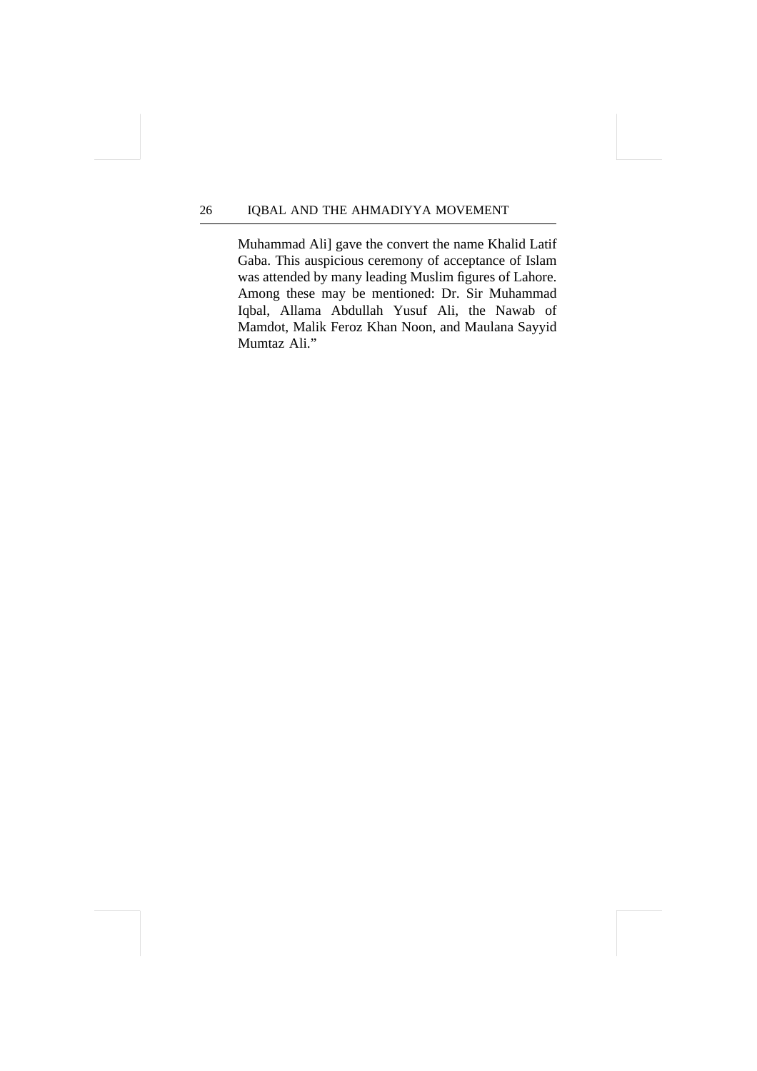Muhammad Ali] gave the convert the name Khalid Latif Gaba. This auspicious ceremony of acceptance of Islam was attended by many leading Muslim figures of Lahore. Among these may be mentioned: Dr. Sir Muhammad Iqbal, Allama Abdullah Yusuf Ali, the Nawab of Mamdot, Malik Feroz Khan Noon, and Maulana Sayyid Mumtaz Ali."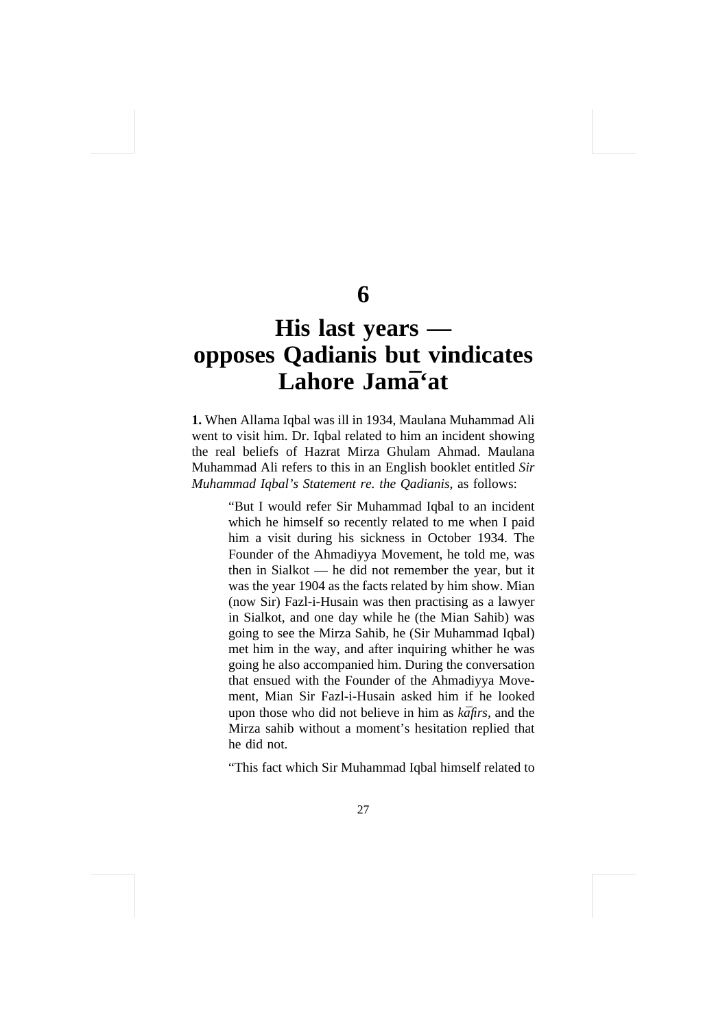# 6

# His last years — opposes Qadianis but vindicates Lahore Jamā‘at

**1.** When Allama Iqbal was ill in 1934, Maulana Muhammad Ali went to visit him. Dr. Iqbal related to him an incident showing the real beliefs of Hazrat Mirza Ghulam Ahmad. Maulana Muhammad Ali refers to this in an English booklet entitled *Sir Muhammad Iqbal's Statement re. the Qadianis,* as follows:

> "But I would refer Sir Muhammad Iqbal to an incident which he himself so recently related to me when I paid him a visit during his sickness in October 1934. The Founder of the Ahmadiyya Movement, he told me, was then in Sialkot — he did not remember the year, but it was the year 1904 as the facts related by him show. Mian (now Sir) Fazl-i-Husain was then practising as a lawyer in Sialkot, and one day while he (the Mian Sahib) was going to see the Mirza Sahib, he (Sir Muhammad Iqbal) met him in the way, and after inquiring whither he was going he also accompanied him. During the conversation that ensued with the Founder of the Ahmadiyya Movement, Mian Sir Fazl-i-Husain asked him if he looked upon those who did not believe in him as *kāfirs,* and the Mirza sahib without a moment's hesitation replied that he did not.
>
> "This fact which Sir Muhammad Iqbal himself related to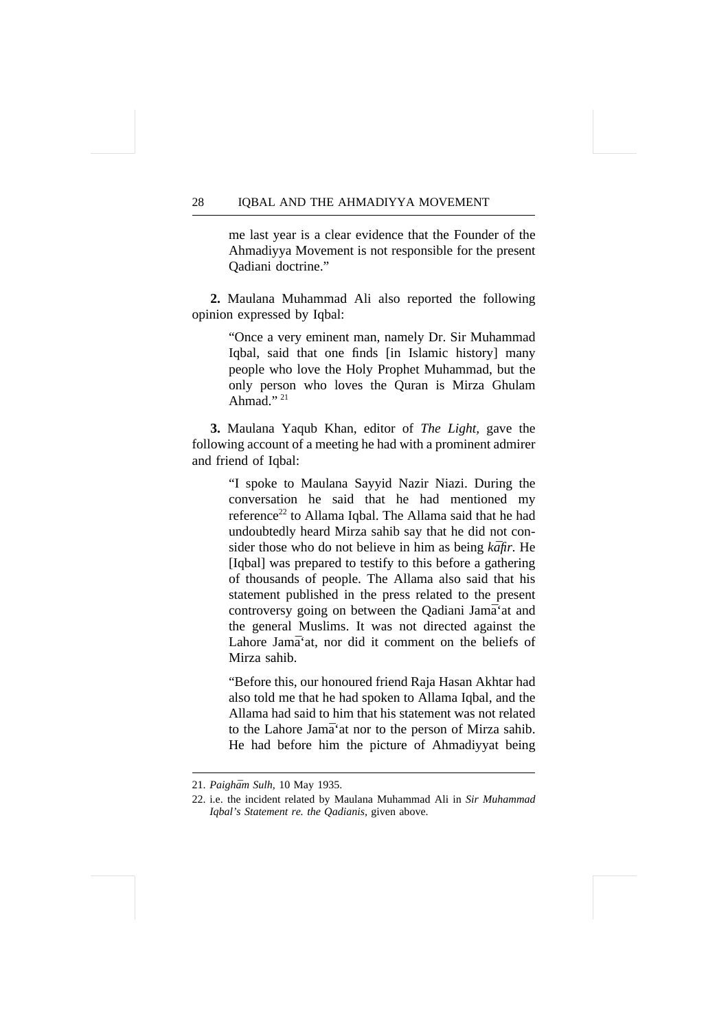me last year is a clear evidence that the Founder of the Ahmadiyya Movement is not responsible for the present Qadiani doctrine."

**2.** Maulana Muhammad Ali also reported the following opinion expressed by Iqbal:

> "Once a very eminent man, namely Dr. Sir Muhammad Iqbal, said that one finds [in Islamic history] many people who love the Holy Prophet Muhammad, but the only person who loves the Quran is Mirza Ghulam Ahmad." [21]

**3.** Maulana Yaqub Khan, editor of *The Light,* gave the following account of a meeting he had with a prominent admirer and friend of Iqbal:

> "I spoke to Maulana Sayyid Nazir Niazi. During the conversation he said that he had mentioned my reference[22] to Allama Iqbal. The Allama said that he had undoubtedly heard Mirza sahib say that he did not consider those who do not believe in him as being *kāfir*. He [Iqbal] was prepared to testify to this before a gathering of thousands of people. The Allama also said that his statement published in the press related to the present controversy going on between the Qadiani Jamā'at and the general Muslims. It was not directed against the Lahore Jamā'at, nor did it comment on the beliefs of Mirza sahib.
>
> "Before this, our honoured friend Raja Hasan Akhtar had also told me that he had spoken to Allama Iqbal, and the Allama had said to him that his statement was not related to the Lahore Jamā'at nor to the person of Mirza sahib. He had before him the picture of Ahmadiyyat being

---

21. *Paighām Sulh*, 10 May 1935.

22. i.e. the incident related by Maulana Muhammad Ali in *Sir Muhammad Iqbal's Statement re. the Qadianis*, given above.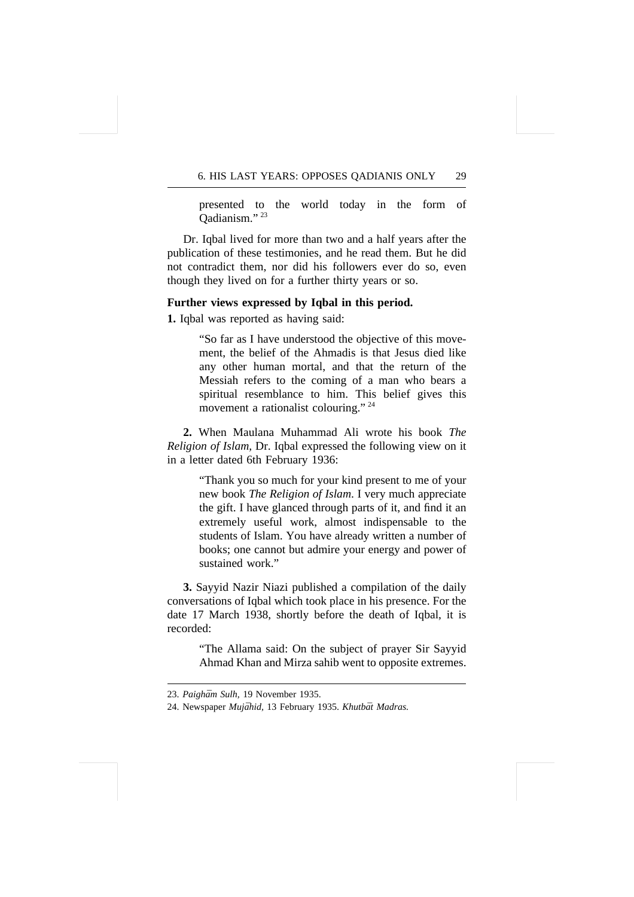> presented to the world today in the form of Qadianism." [23]

Dr. Iqbal lived for more than two and a half years after the publication of these testimonies, and he read them. But he did not contradict them, nor did his followers ever do so, even though they lived on for a further thirty years or so.

**Further views expressed by Iqbal in this period.**

**1.** Iqbal was reported as having said:

> "So far as I have understood the objective of this movement, the belief of the Ahmadis is that Jesus died like any other human mortal, and that the return of the Messiah refers to the coming of a man who bears a spiritual resemblance to him. This belief gives this movement a rationalist colouring." [24]

**2.** When Maulana Muhammad Ali wrote his book *The Religion of Islam,* Dr. Iqbal expressed the following view on it in a letter dated 6th February 1936:

> "Thank you so much for your kind present to me of your new book *The Religion of Islam*. I very much appreciate the gift. I have glanced through parts of it, and find it an extremely useful work, almost indispensable to the students of Islam. You have already written a number of books; one cannot but admire your energy and power of sustained work."

**3.** Sayyid Nazir Niazi published a compilation of the daily conversations of Iqbal which took place in his presence. For the date 17 March 1938, shortly before the death of Iqbal, it is recorded:

> "The Allama said: On the subject of prayer Sir Sayyid Ahmad Khan and Mirza sahib went to opposite extremes.

---

23. *Paighām Sulh,* 19 November 1935.

24. Newspaper *Mujāhid,* 13 February 1935. *Khutbāt Madras.*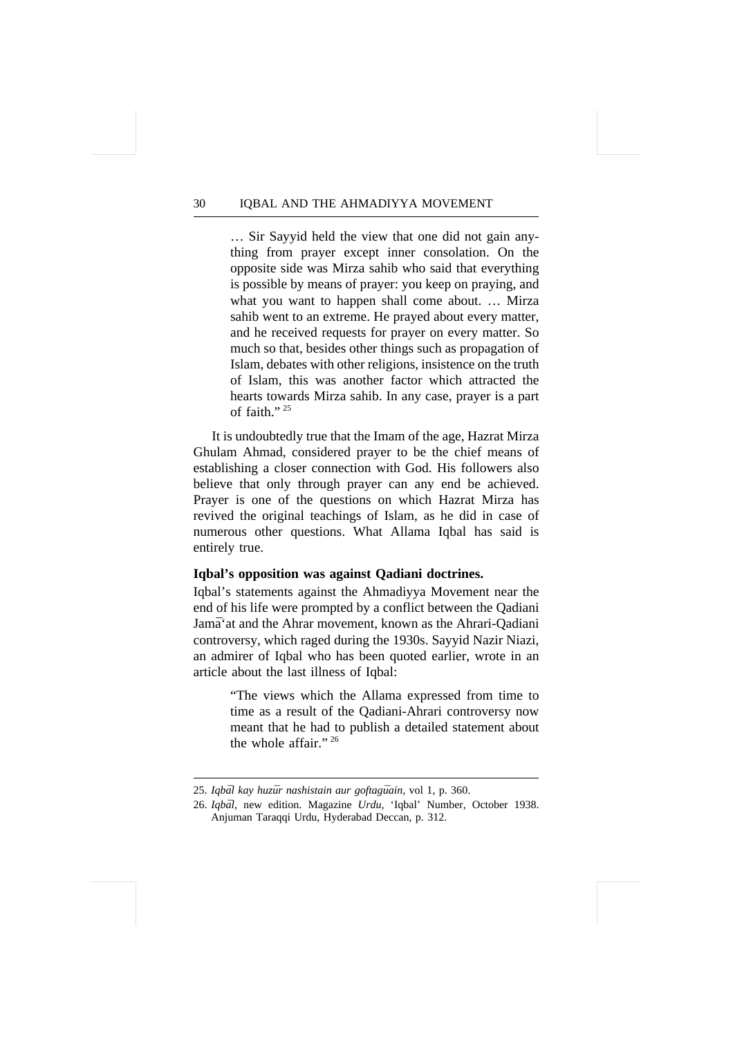> … Sir Sayyid held the view that one did not gain anything from prayer except inner consolation. On the opposite side was Mirza sahib who said that everything is possible by means of prayer: you keep on praying, and what you want to happen shall come about. … Mirza sahib went to an extreme. He prayed about every matter, and he received requests for prayer on every matter. So much so that, besides other things such as propagation of Islam, debates with other religions, insistence on the truth of Islam, this was another factor which attracted the hearts towards Mirza sahib. In any case, prayer is a part of faith." [25]

It is undoubtedly true that the Imam of the age, Hazrat Mirza Ghulam Ahmad, considered prayer to be the chief means of establishing a closer connection with God. His followers also believe that only through prayer can any end be achieved. Prayer is one of the questions on which Hazrat Mirza has revived the original teachings of Islam, as he did in case of numerous other questions. What Allama Iqbal has said is entirely true.

**Iqbal's opposition was against Qadiani doctrines.**

Iqbal's statements against the Ahmadiyya Movement near the end of his life were prompted by a conflict between the Qadiani Jamā'at and the Ahrar movement, known as the Ahrari-Qadiani controversy, which raged during the 1930s. Sayyid Nazir Niazi, an admirer of Iqbal who has been quoted earlier, wrote in an article about the last illness of Iqbal:

> "The views which the Allama expressed from time to time as a result of the Qadiani-Ahrari controversy now meant that he had to publish a detailed statement about the whole affair." [26]

---

25. *Iqbāl kay huzūr nashistain aur goftagūain,* vol 1, p. 360.

26. *Iqbāl,* new edition. Magazine *Urdu,* 'Iqbal' Number, October 1938. Anjuman Taraqqi Urdu, Hyderabad Deccan, p. 312.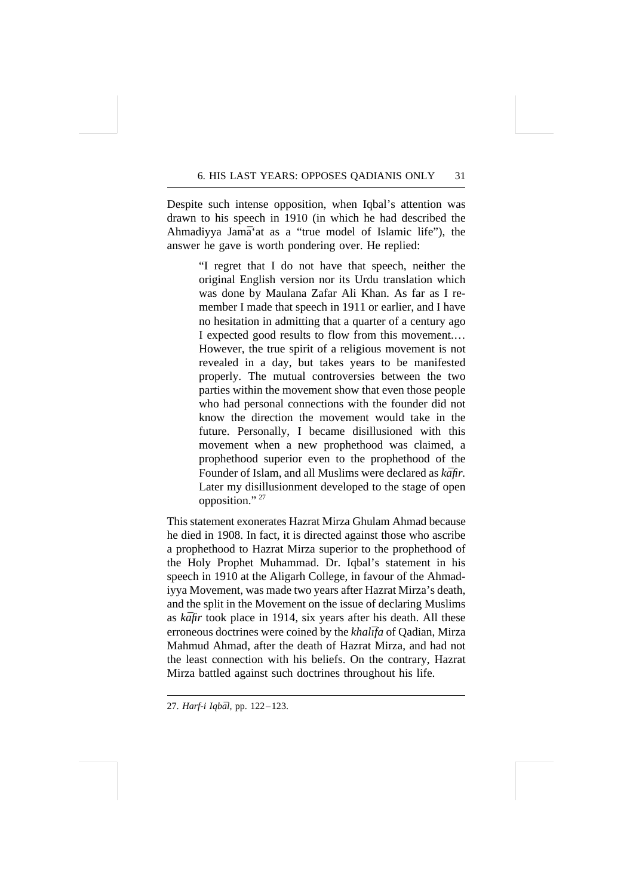Despite such intense opposition, when Iqbal's attention was drawn to his speech in 1910 (in which he had described the Ahmadiyya Jamā'at as a "true model of Islamic life"), the answer he gave is worth pondering over. He replied:

> "I regret that I do not have that speech, neither the original English version nor its Urdu translation which was done by Maulana Zafar Ali Khan. As far as I remember I made that speech in 1911 or earlier, and I have no hesitation in admitting that a quarter of a century ago I expected good results to flow from this movement.… However, the true spirit of a religious movement is not revealed in a day, but takes years to be manifested properly. The mutual controversies between the two parties within the movement show that even those people who had personal connections with the founder did not know the direction the movement would take in the future. Personally, I became disillusioned with this movement when a new prophethood was claimed, a prophethood superior even to the prophethood of the Founder of Islam, and all Muslims were declared as *kāfir*. Later my disillusionment developed to the stage of open opposition." [27]

This statement exonerates Hazrat Mirza Ghulam Ahmad because he died in 1908. In fact, it is directed against those who ascribe a prophethood to Hazrat Mirza superior to the prophethood of the Holy Prophet Muhammad. Dr. Iqbal's statement in his speech in 1910 at the Aligarh College, in favour of the Ahmadiyya Movement, was made two years after Hazrat Mirza's death, and the split in the Movement on the issue of declaring Muslims as *kāfir* took place in 1914, six years after his death. All these erroneous doctrines were coined by the *khalīfa* of Qadian, Mirza Mahmud Ahmad, after the death of Hazrat Mirza, and had not the least connection with his beliefs. On the contrary, Hazrat Mirza battled against such doctrines throughout his life.

---

27. *Harf-i Iqbāl*, pp. 122–123.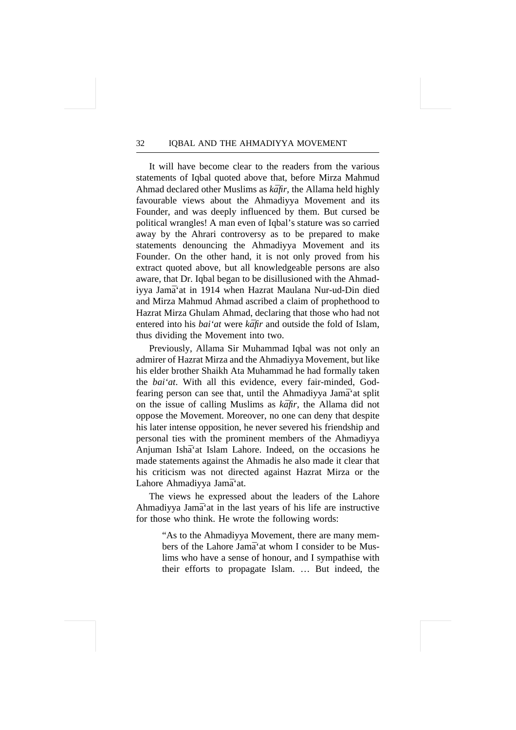It will have become clear to the readers from the various statements of Iqbal quoted above that, before Mirza Mahmud Ahmad declared other Muslims as *kāfir*, the Allama held highly favourable views about the Ahmadiyya Movement and its Founder, and was deeply influenced by them. But cursed be political wrangles! A man even of Iqbal's stature was so carried away by the Ahrari controversy as to be prepared to make statements denouncing the Ahmadiyya Movement and its Founder. On the other hand, it is not only proved from his extract quoted above, but all knowledgeable persons are also aware, that Dr. Iqbal began to be disillusioned with the Ahmadiyya Jamā'at in 1914 when Hazrat Maulana Nur-ud-Din died and Mirza Mahmud Ahmad ascribed a claim of prophethood to Hazrat Mirza Ghulam Ahmad, declaring that those who had not entered into his *bai'at* were *kāfir* and outside the fold of Islam, thus dividing the Movement into two.

Previously, Allama Sir Muhammad Iqbal was not only an admirer of Hazrat Mirza and the Ahmadiyya Movement, but like his elder brother Shaikh Ata Muhammad he had formally taken the *bai'at*. With all this evidence, every fair-minded, God-fearing person can see that, until the Ahmadiyya Jamā'at split on the issue of calling Muslims as *kāfir*, the Allama did not oppose the Movement. Moreover, no one can deny that despite his later intense opposition, he never severed his friendship and personal ties with the prominent members of the Ahmadiyya Anjuman Ishā'at Islam Lahore. Indeed, on the occasions he made statements against the Ahmadis he also made it clear that his criticism was not directed against Hazrat Mirza or the Lahore Ahmadiyya Jamā'at.

The views he expressed about the leaders of the Lahore Ahmadiyya Jamā'at in the last years of his life are instructive for those who think. He wrote the following words:

> "As to the Ahmadiyya Movement, there are many members of the Lahore Jamā'at whom I consider to be Muslims who have a sense of honour, and I sympathise with their efforts to propagate Islam. … But indeed, the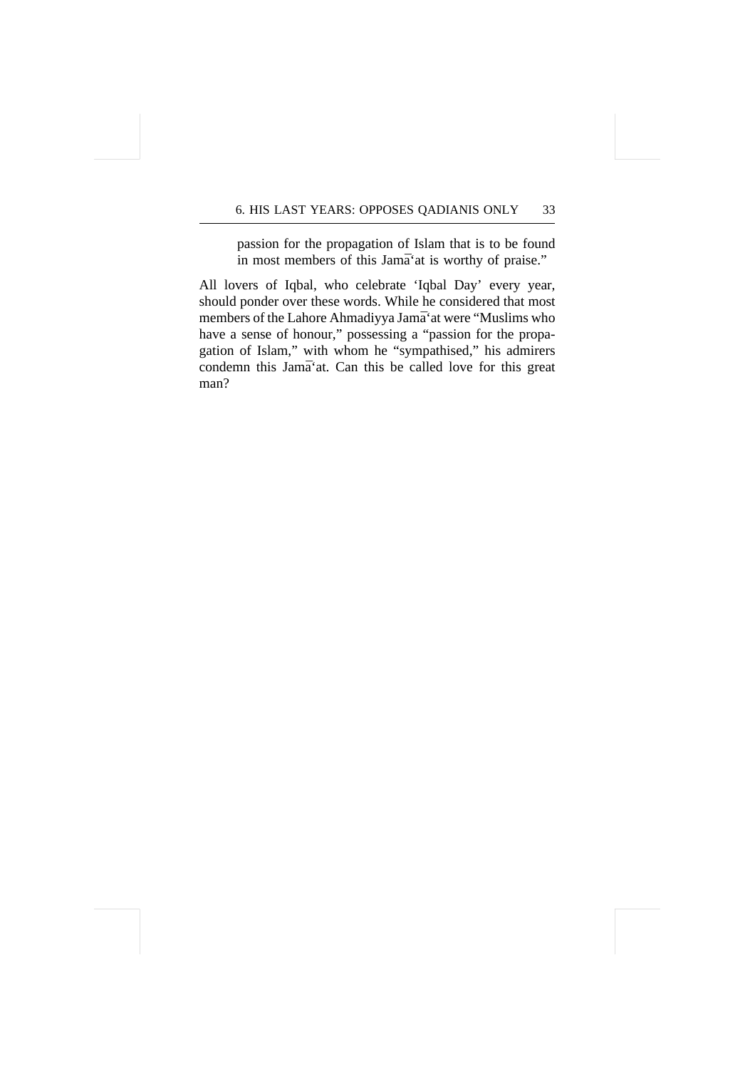> passion for the propagation of Islam that is to be found in most members of this Jamā‘at is worthy of praise."

All lovers of Iqbal, who celebrate 'Iqbal Day' every year, should ponder over these words. While he considered that most members of the Lahore Ahmadiyya Jamā‘at were "Muslims who have a sense of honour," possessing a "passion for the propagation of Islam," with whom he "sympathised," his admirers condemn this Jamā‘at. Can this be called love for this great man?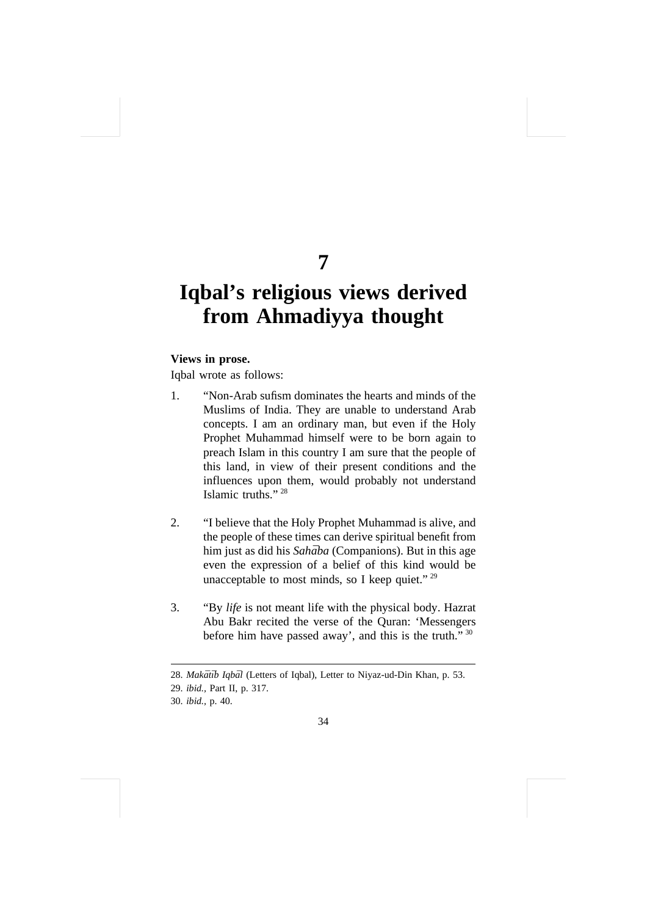# 7

# Iqbal's religious views derived from Ahmadiyya thought

**Views in prose.**

Iqbal wrote as follows:

1. "Non-Arab sufism dominates the hearts and minds of the Muslims of India. They are unable to understand Arab concepts. I am an ordinary man, but even if the Holy Prophet Muhammad himself were to be born again to preach Islam in this country I am sure that the people of this land, in view of their present conditions and the influences upon them, would probably not understand Islamic truths." [28]

2. "I believe that the Holy Prophet Muhammad is alive, and the people of these times can derive spiritual benefit from him just as did his *Sahāba* (Companions). But in this age even the expression of a belief of this kind would be unacceptable to most minds, so I keep quiet." [29]

3. "By *life* is not meant life with the physical body. Hazrat Abu Bakr recited the verse of the Quran: 'Messengers before him have passed away', and this is the truth." [30]

---

28. *Makātīb Iqbāl* (Letters of Iqbal), Letter to Niyaz-ud-Din Khan, p. 53.
29. *ibid.,* Part II, p. 317.
30. *ibid.,* p. 40.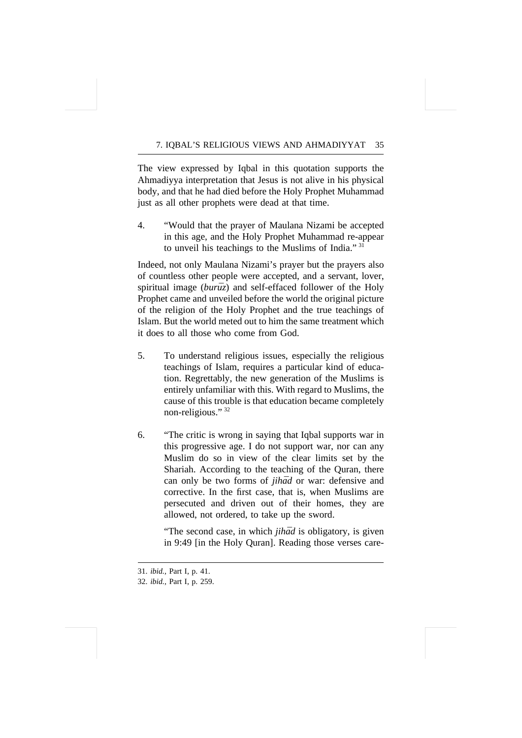The view expressed by Iqbal in this quotation supports the Ahmadiyya interpretation that Jesus is not alive in his physical body, and that he had died before the Holy Prophet Muhammad just as all other prophets were dead at that time.

4. "Would that the prayer of Maulana Nizami be accepted in this age, and the Holy Prophet Muhammad re-appear to unveil his teachings to the Muslims of India." [31]

Indeed, not only Maulana Nizami's prayer but the prayers also of countless other people were accepted, and a servant, lover, spiritual image (*burūz*) and self-effaced follower of the Holy Prophet came and unveiled before the world the original picture of the religion of the Holy Prophet and the true teachings of Islam. But the world meted out to him the same treatment which it does to all those who come from God.

5. To understand religious issues, especially the religious teachings of Islam, requires a particular kind of education. Regrettably, the new generation of the Muslims is entirely unfamiliar with this. With regard to Muslims, the cause of this trouble is that education became completely non-religious." [32]

6. "The critic is wrong in saying that Iqbal supports war in this progressive age. I do not support war, nor can any Muslim do so in view of the clear limits set by the Shariah. According to the teaching of the Quran, there can only be two forms of *jihād* or war: defensive and corrective. In the first case, that is, when Muslims are persecuted and driven out of their homes, they are allowed, not ordered, to take up the sword.

   "The second case, in which *jihād* is obligatory, is given in 9:49 [in the Holy Quran]. Reading those verses care-

---

31. *ibid.*, Part I, p. 41.
32. *ibid.*, Part I, p. 259.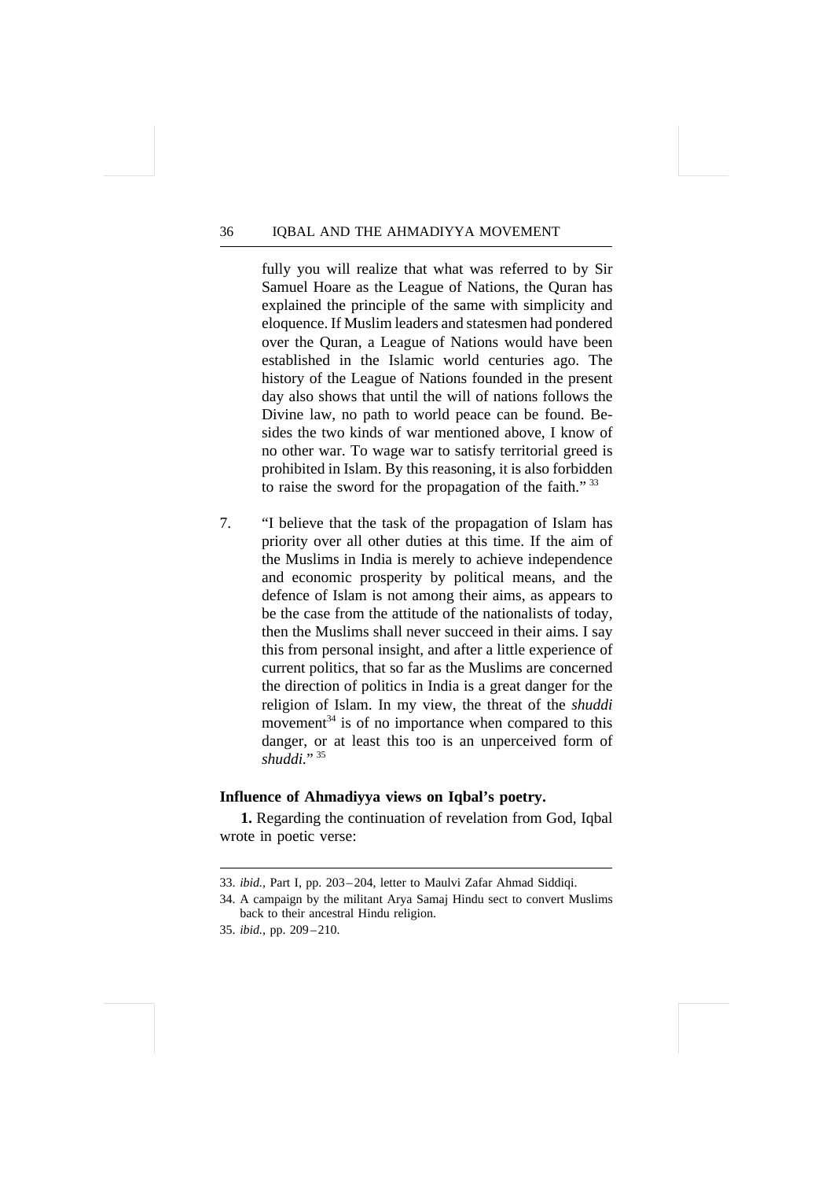fully you will realize that what was referred to by Sir Samuel Hoare as the League of Nations, the Quran has explained the principle of the same with simplicity and eloquence. If Muslim leaders and statesmen had pondered over the Quran, a League of Nations would have been established in the Islamic world centuries ago. The history of the League of Nations founded in the present day also shows that until the will of nations follows the Divine law, no path to world peace can be found. Besides the two kinds of war mentioned above, I know of no other war. To wage war to satisfy territorial greed is prohibited in Islam. By this reasoning, it is also forbidden to raise the sword for the propagation of the faith." [33]

7. "I believe that the task of the propagation of Islam has priority over all other duties at this time. If the aim of the Muslims in India is merely to achieve independence and economic prosperity by political means, and the defence of Islam is not among their aims, as appears to be the case from the attitude of the nationalists of today, then the Muslims shall never succeed in their aims. I say this from personal insight, and after a little experience of current politics, that so far as the Muslims are concerned the direction of politics in India is a great danger for the religion of Islam. In my view, the threat of the *shuddi* movement[34] is of no importance when compared to this danger, or at least this too is an unperceived form of *shuddi.*" [35]

### Influence of Ahmadiyya views on Iqbal's poetry.

**1.** Regarding the continuation of revelation from God, Iqbal wrote in poetic verse:

---

33. *ibid.*, Part I, pp. 203–204, letter to Maulvi Zafar Ahmad Siddiqi.

34. A campaign by the militant Arya Samaj Hindu sect to convert Muslims back to their ancestral Hindu religion.

35. *ibid.*, pp. 209–210.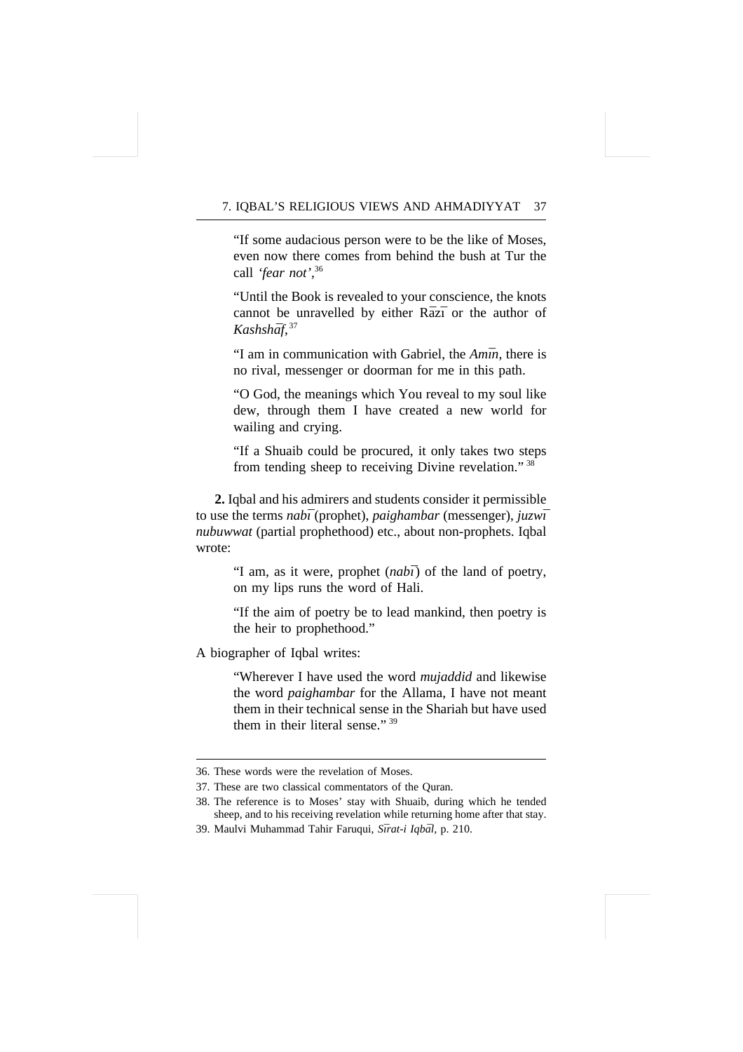"If some audacious person were to be the like of Moses, even now there comes from behind the bush at Tur the call *'fear not'*,[36]

"Until the Book is revealed to your conscience, the knots cannot be unravelled by either Rāzī or the author of *Kashshāf*,[37]

"I am in communication with Gabriel, the *Amīn*, there is no rival, messenger or doorman for me in this path.

"O God, the meanings which You reveal to my soul like dew, through them I have created a new world for wailing and crying.

"If a Shuaib could be procured, it only takes two steps from tending sheep to receiving Divine revelation."[38]

**2.** Iqbal and his admirers and students consider it permissible to use the terms *nabī* (prophet), *paighambar* (messenger), *juzwī nubuwwat* (partial prophethood) etc., about non-prophets. Iqbal wrote:

"I am, as it were, prophet (*nabī*) of the land of poetry, on my lips runs the word of Hali.

"If the aim of poetry be to lead mankind, then poetry is the heir to prophethood."

A biographer of Iqbal writes:

"Wherever I have used the word *mujaddid* and likewise the word *paighambar* for the Allama, I have not meant them in their technical sense in the Shariah but have used them in their literal sense."[39]

---

36. These words were the revelation of Moses.
37. These are two classical commentators of the Quran.
38. The reference is to Moses' stay with Shuaib, during which he tended sheep, and to his receiving revelation while returning home after that stay.
39. Maulvi Muhammad Tahir Faruqui, *Sīrat-i Iqbāl*, p. 210.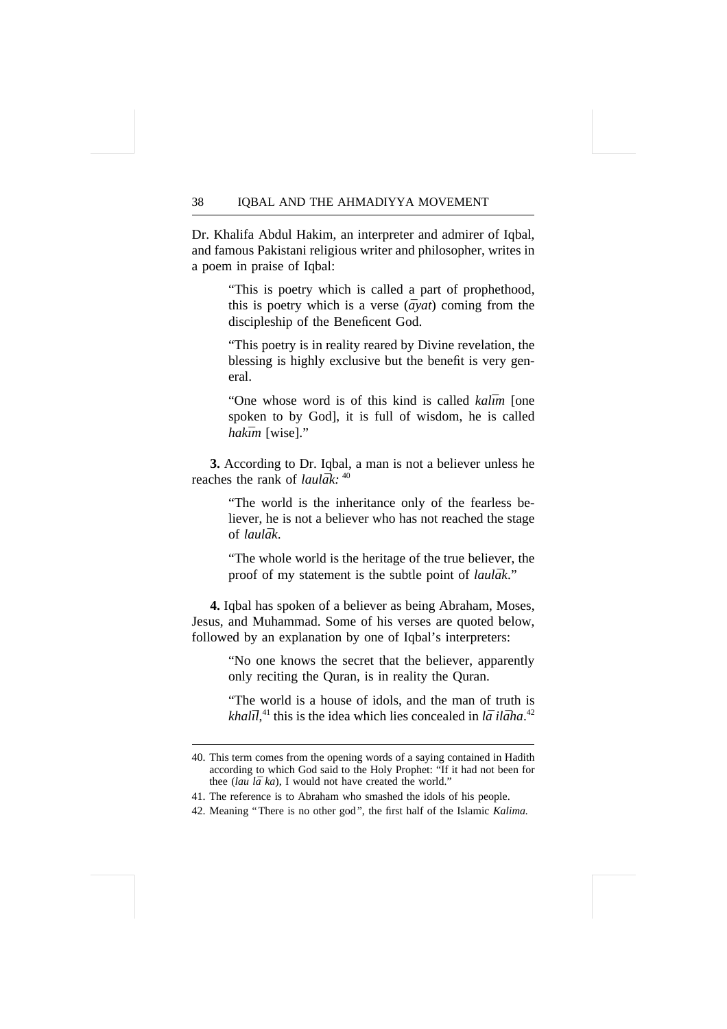Dr. Khalifa Abdul Hakim, an interpreter and admirer of Iqbal, and famous Pakistani religious writer and philosopher, writes in a poem in praise of Iqbal:

> "This is poetry which is called a part of prophethood, this is poetry which is a verse (*āyat*) coming from the discipleship of the Beneficent God.
>
> "This poetry is in reality reared by Divine revelation, the blessing is highly exclusive but the benefit is very general.
>
> "One whose word is of this kind is called *kalīm* [one spoken to by God], it is full of wisdom, he is called *hakīm* [wise]."

**3.** According to Dr. Iqbal, a man is not a believer unless he reaches the rank of *laulāk:* [40]

> "The world is the inheritance only of the fearless believer, he is not a believer who has not reached the stage of *laulāk*.
>
> "The whole world is the heritage of the true believer, the proof of my statement is the subtle point of *laulāk*."

**4.** Iqbal has spoken of a believer as being Abraham, Moses, Jesus, and Muhammad. Some of his verses are quoted below, followed by an explanation by one of Iqbal's interpreters:

> "No one knows the secret that the believer, apparently only reciting the Quran, is in reality the Quran.
>
> "The world is a house of idols, and the man of truth is *khalīl*,[41] this is the idea which lies concealed in *lā ilāha*.[42]

---

40. This term comes from the opening words of a saying contained in Hadith according to which God said to the Holy Prophet: "If it had not been for thee (*lau lā ka*), I would not have created the world."

41. The reference is to Abraham who smashed the idols of his people.

42. Meaning "There is no other god", the first half of the Islamic *Kalima.*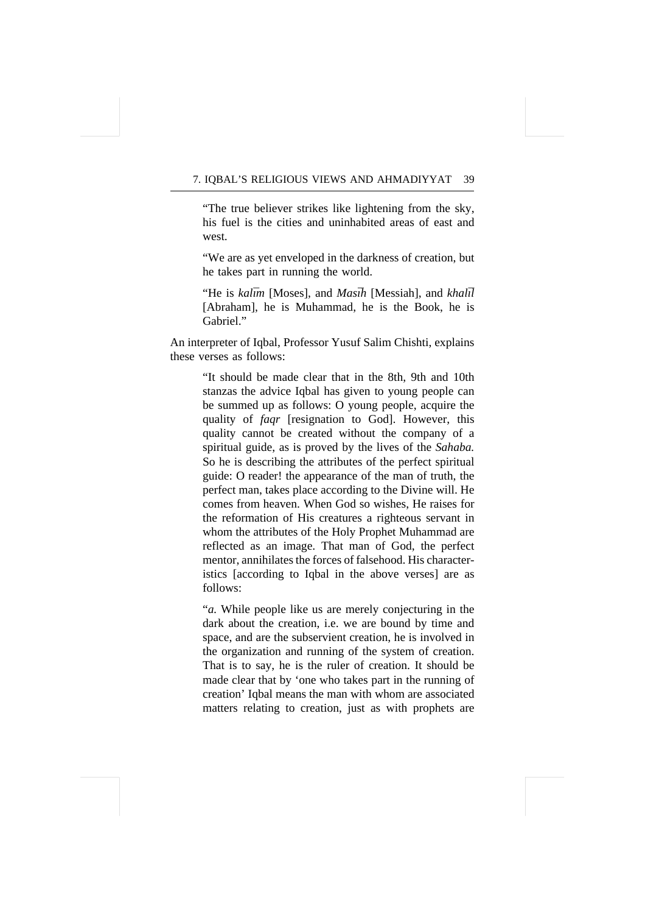> "The true believer strikes like lightening from the sky, his fuel is the cities and uninhabited areas of east and west.
>
> "We are as yet enveloped in the darkness of creation, but he takes part in running the world.
>
> "He is *kalīm* [Moses], and *Masīh* [Messiah], and *khalīl* [Abraham], he is Muhammad, he is the Book, he is Gabriel."

An interpreter of Iqbal, Professor Yusuf Salim Chishti, explains these verses as follows:

> "It should be made clear that in the 8th, 9th and 10th stanzas the advice Iqbal has given to young people can be summed up as follows: O young people, acquire the quality of *faqr* [resignation to God]. However, this quality cannot be created without the company of a spiritual guide, as is proved by the lives of the *Sahaba.* So he is describing the attributes of the perfect spiritual guide: O reader! the appearance of the man of truth, the perfect man, takes place according to the Divine will. He comes from heaven. When God so wishes, He raises for the reformation of His creatures a righteous servant in whom the attributes of the Holy Prophet Muhammad are reflected as an image. That man of God, the perfect mentor, annihilates the forces of falsehood. His characteristics [according to Iqbal in the above verses] are as follows:
>
> "*a.* While people like us are merely conjecturing in the dark about the creation, i.e. we are bound by time and space, and are the subservient creation, he is involved in the organization and running of the system of creation. That is to say, he is the ruler of creation. It should be made clear that by 'one who takes part in the running of creation' Iqbal means the man with whom are associated matters relating to creation, just as with prophets are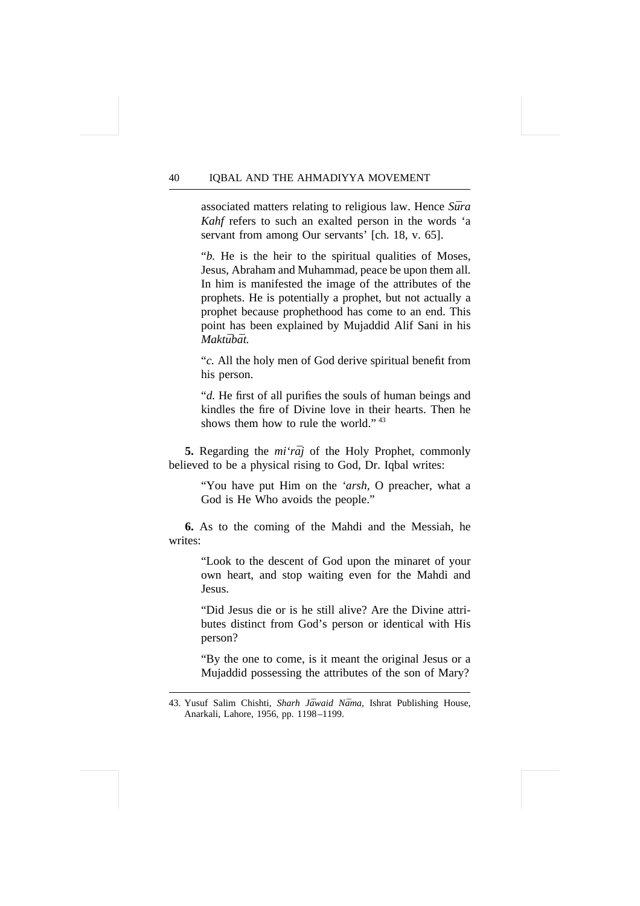associated matters relating to religious law. Hence *Sūra Kahf* refers to such an exalted person in the words 'a servant from among Our servants' [ch. 18, v. 65].

"*b.* He is the heir to the spiritual qualities of Moses, Jesus, Abraham and Muhammad, peace be upon them all. In him is manifested the image of the attributes of the prophets. He is potentially a prophet, but not actually a prophet because prophethood has come to an end. This point has been explained by Mujaddid Alif Sani in his *Maktūbāt.*

"*c.* All the holy men of God derive spiritual benefit from his person.

"*d.* He first of all purifies the souls of human beings and kindles the fire of Divine love in their hearts. Then he shows them how to rule the world." [43]

**5.** Regarding the *mi'rāj* of the Holy Prophet, commonly believed to be a physical rising to God, Dr. Iqbal writes:

> "You have put Him on the *'arsh*, O preacher, what a God is He Who avoids the people."

**6.** As to the coming of the Mahdi and the Messiah, he writes:

> "Look to the descent of God upon the minaret of your own heart, and stop waiting even for the Mahdi and Jesus.
>
> "Did Jesus die or is he still alive? Are the Divine attributes distinct from God's person or identical with His person?
>
> "By the one to come, is it meant the original Jesus or a Mujaddid possessing the attributes of the son of Mary?

---

43. Yusuf Salim Chishti, *Sharh Jāwaid Nāma*, Ishrat Publishing House, Anarkali, Lahore, 1956, pp. 1198–1199.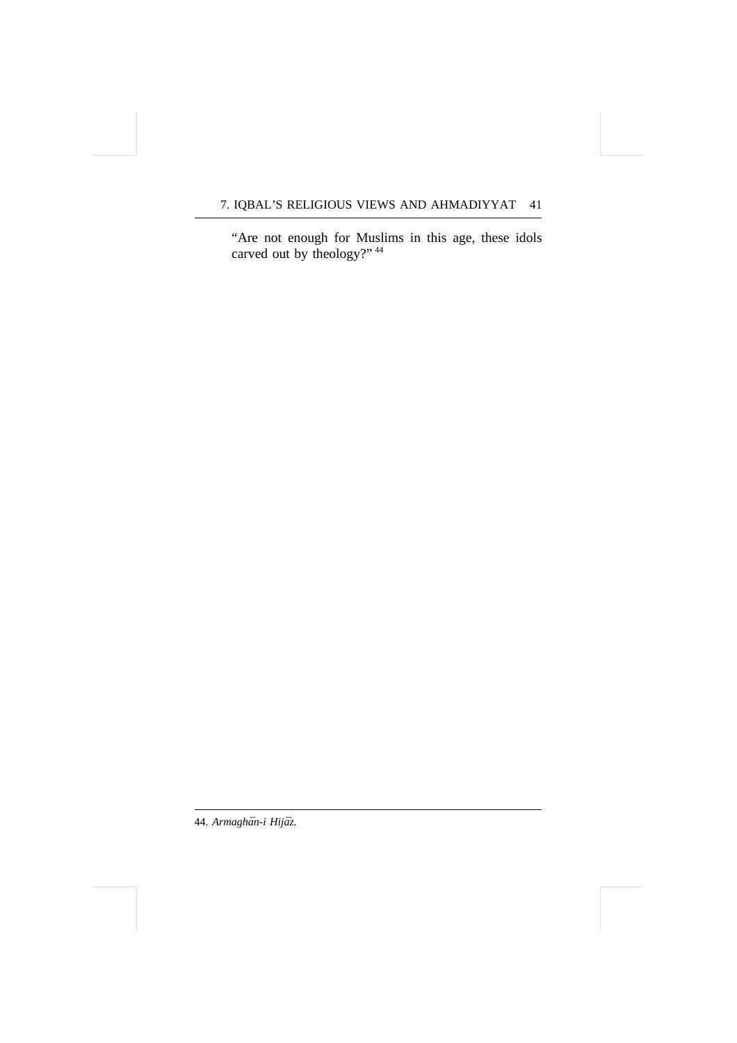"Are not enough for Muslims in this age, these idols carved out by theology?" [44]

---

44. *Armaghān-i Hijāz.*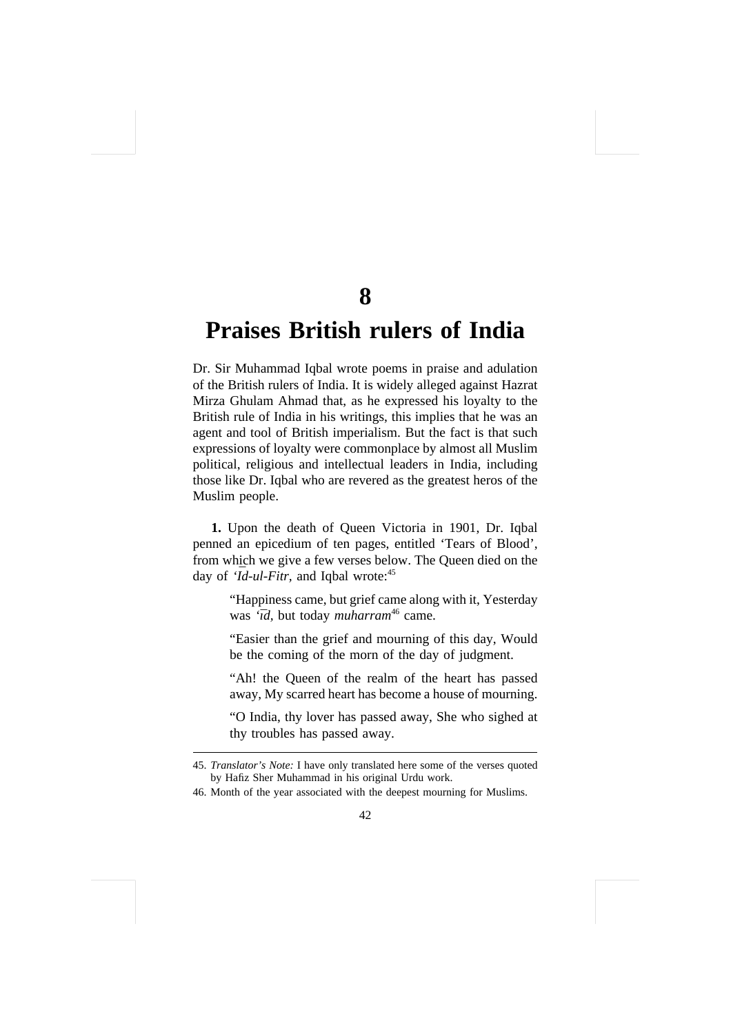# 8

# Praises British rulers of India

Dr. Sir Muhammad Iqbal wrote poems in praise and adulation of the British rulers of India. It is widely alleged against Hazrat Mirza Ghulam Ahmad that, as he expressed his loyalty to the British rule of India in his writings, this implies that he was an agent and tool of British imperialism. But the fact is that such expressions of loyalty were commonplace by almost all Muslim political, religious and intellectual leaders in India, including those like Dr. Iqbal who are revered as the greatest heros of the Muslim people.

**1.** Upon the death of Queen Victoria in 1901, Dr. Iqbal penned an epicedium of ten pages, entitled 'Tears of Blood', from which we give a few verses below. The Queen died on the day of *'Īd-ul-Fitr*, and Iqbal wrote:[45]

> "Happiness came, but grief came along with it, Yesterday was *'īd*, but today *muharram*[46] came.
>
> "Easier than the grief and mourning of this day, Would be the coming of the morn of the day of judgment.
>
> "Ah! the Queen of the realm of the heart has passed away, My scarred heart has become a house of mourning.
>
> "O India, thy lover has passed away, She who sighed at thy troubles has passed away.

---

45. *Translator's Note:* I have only translated here some of the verses quoted by Hafiz Sher Muhammad in his original Urdu work.

46. Month of the year associated with the deepest mourning for Muslims.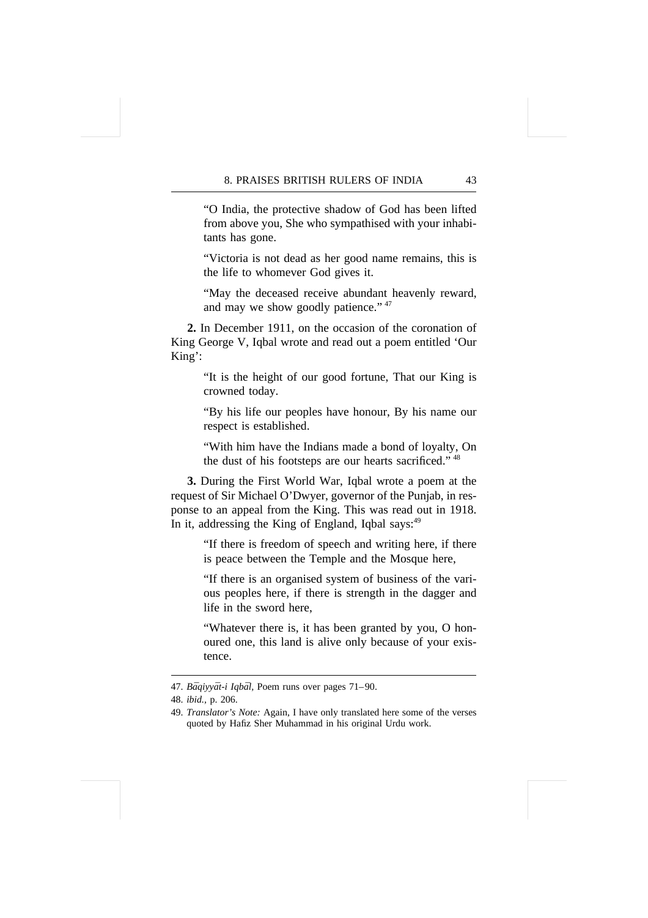> “O India, the protective shadow of God has been lifted from above you, She who sympathised with your inhabitants has gone.
>
> “Victoria is not dead as her good name remains, this is the life to whomever God gives it.
>
> “May the deceased receive abundant heavenly reward, and may we show goodly patience.” [47]

**2.** In December 1911, on the occasion of the coronation of King George V, Iqbal wrote and read out a poem entitled ‘Our King’:

> “It is the height of our good fortune, That our King is crowned today.
>
> “By his life our peoples have honour, By his name our respect is established.
>
> “With him have the Indians made a bond of loyalty, On the dust of his footsteps are our hearts sacrificed.” [48]

**3.** During the First World War, Iqbal wrote a poem at the request of Sir Michael O’Dwyer, governor of the Punjab, in response to an appeal from the King. This was read out in 1918. In it, addressing the King of England, Iqbal says:[49]

> “If there is freedom of speech and writing here, if there is peace between the Temple and the Mosque here,
>
> “If there is an organised system of business of the various peoples here, if there is strength in the dagger and life in the sword here,
>
> “Whatever there is, it has been granted by you, O honoured one, this land is alive only because of your existence.

---

47. *Bāqiyyāt-i Iqbāl,* Poem runs over pages 71–90.

48. *ibid.,* p. 206.

49. *Translator’s Note:* Again, I have only translated here some of the verses quoted by Hafiz Sher Muhammad in his original Urdu work.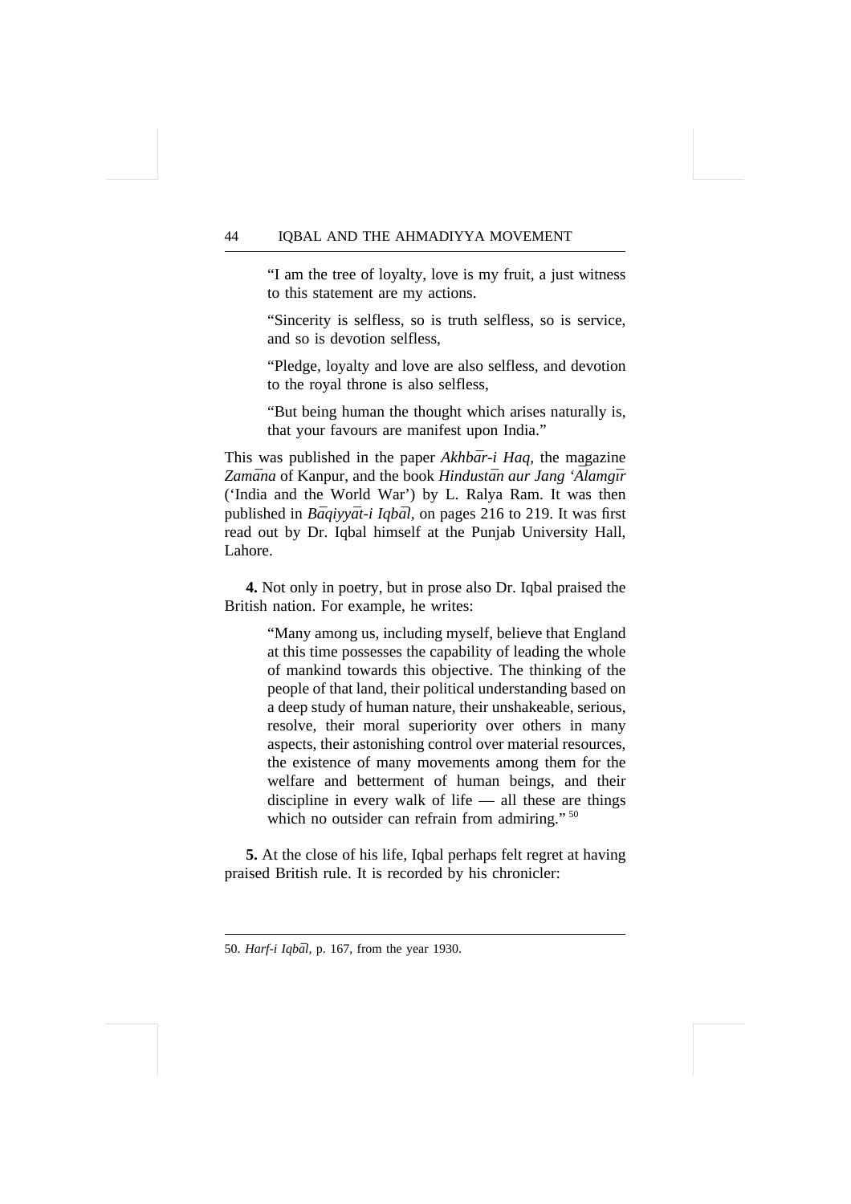> "I am the tree of loyalty, love is my fruit, a just witness to this statement are my actions.
>
> "Sincerity is selfless, so is truth selfless, so is service, and so is devotion selfless,
>
> "Pledge, loyalty and love are also selfless, and devotion to the royal throne is also selfless,
>
> "But being human the thought which arises naturally is, that your favours are manifest upon India."

This was published in the paper *Akhbār-i Haq*, the magazine *Zamāna* of Kanpur, and the book *Hindustān aur Jang 'Ālamgīr* ('India and the World War') by L. Ralya Ram. It was then published in *Bāqiyyāt-i Iqbāl*, on pages 216 to 219. It was first read out by Dr. Iqbal himself at the Punjab University Hall, Lahore.

**4.** Not only in poetry, but in prose also Dr. Iqbal praised the British nation. For example, he writes:

> "Many among us, including myself, believe that England at this time possesses the capability of leading the whole of mankind towards this objective. The thinking of the people of that land, their political understanding based on a deep study of human nature, their unshakeable, serious, resolve, their moral superiority over others in many aspects, their astonishing control over material resources, the existence of many movements among them for the welfare and betterment of human beings, and their discipline in every walk of life — all these are things which no outsider can refrain from admiring." [50]

**5.** At the close of his life, Iqbal perhaps felt regret at having praised British rule. It is recorded by his chronicler:

---

50. *Harf-i Iqbāl*, p. 167, from the year 1930.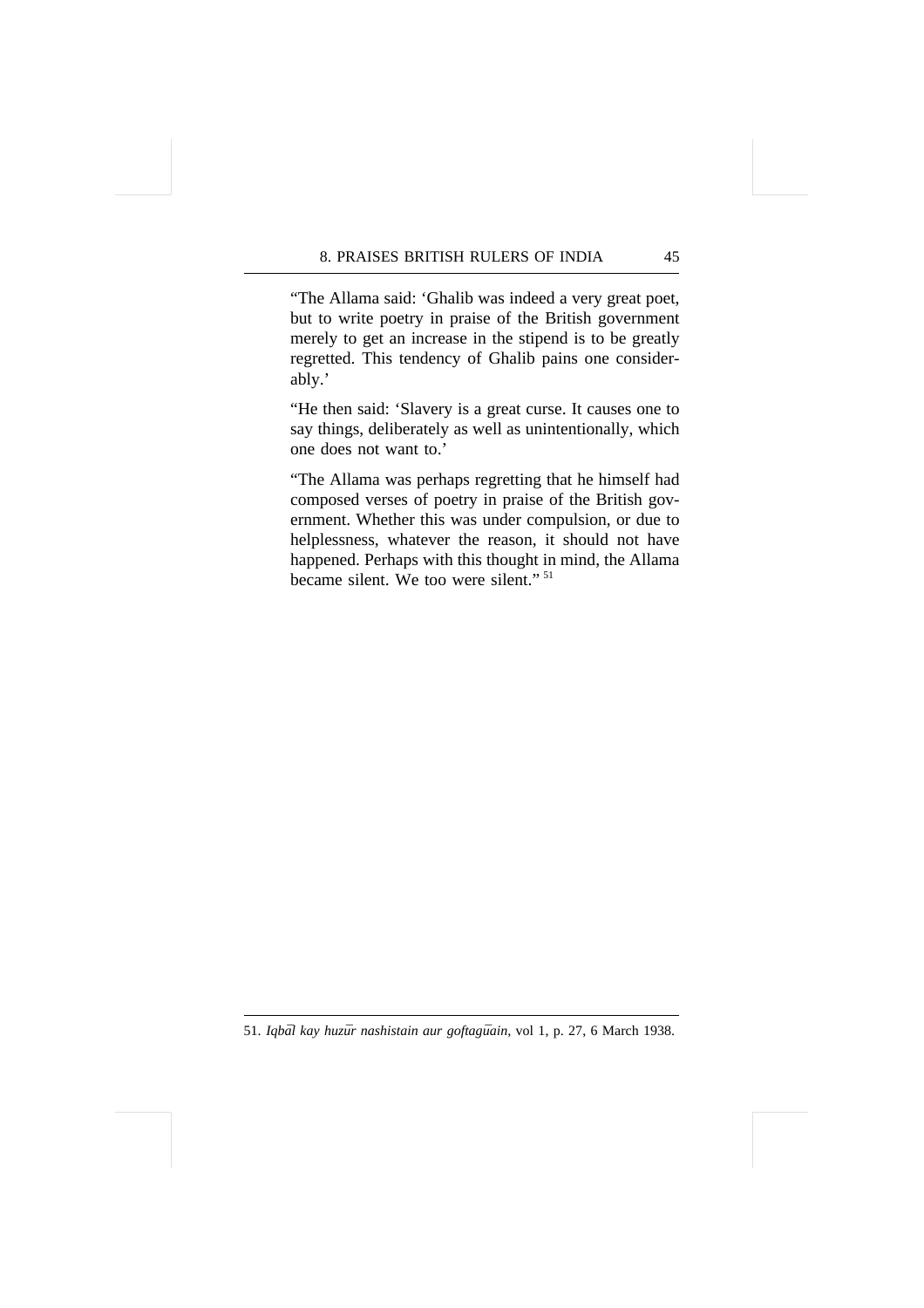"The Allama said: 'Ghalib was indeed a very great poet, but to write poetry in praise of the British government merely to get an increase in the stipend is to be greatly regretted. This tendency of Ghalib pains one considerably.'

"He then said: 'Slavery is a great curse. It causes one to say things, deliberately as well as unintentionally, which one does not want to.'

"The Allama was perhaps regretting that he himself had composed verses of poetry in praise of the British government. Whether this was under compulsion, or due to helplessness, whatever the reason, it should not have happened. Perhaps with this thought in mind, the Allama became silent. We too were silent." [51]

---

51. *Iqbāl kay huzūr nashistain aur goftagūain*, vol 1, p. 27, 6 March 1938.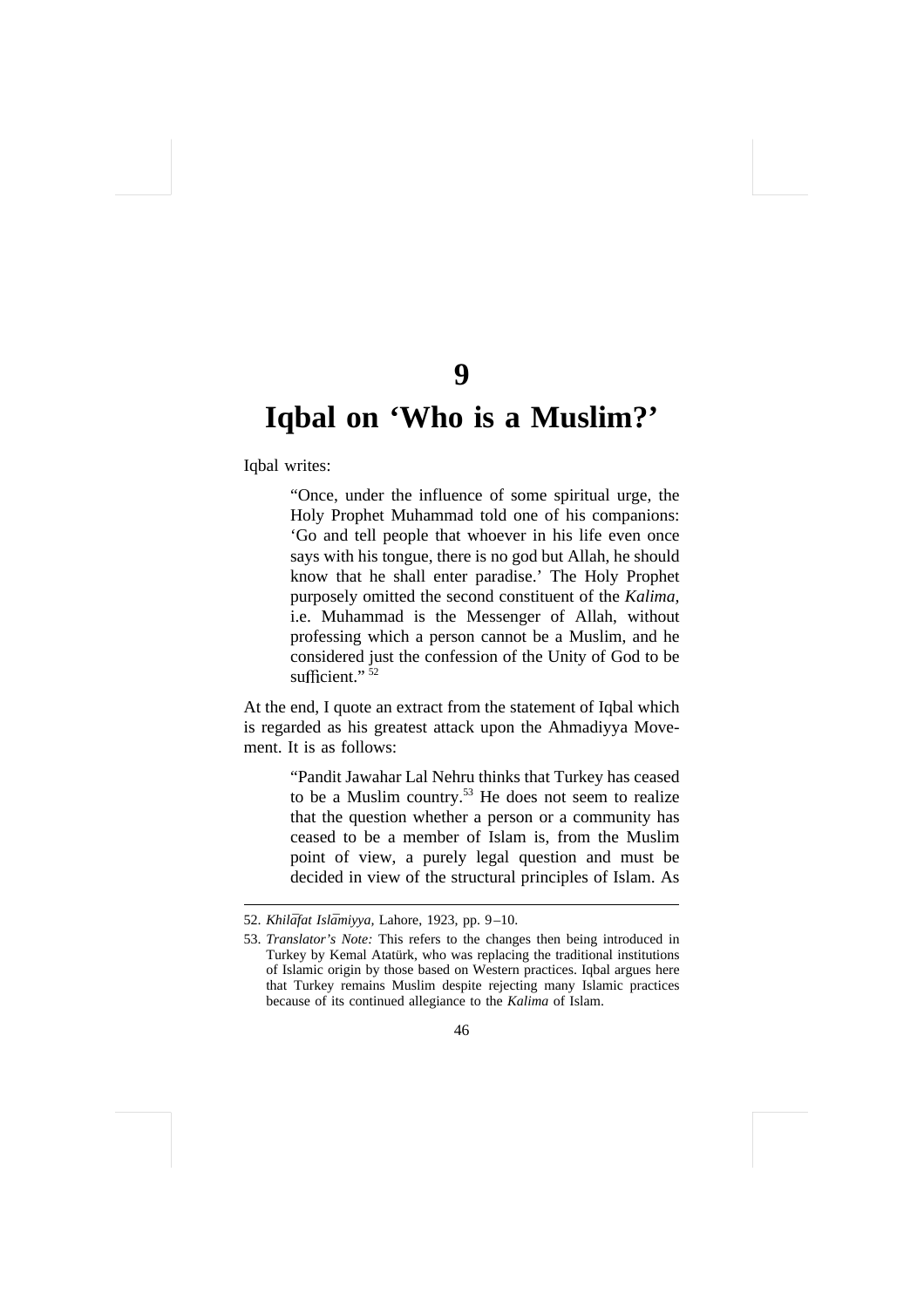# 9

# Iqbal on 'Who is a Muslim?'

Iqbal writes:

> "Once, under the influence of some spiritual urge, the Holy Prophet Muhammad told one of his companions: 'Go and tell people that whoever in his life even once says with his tongue, there is no god but Allah, he should know that he shall enter paradise.' The Holy Prophet purposely omitted the second constituent of the *Kalima,* i.e. Muhammad is the Messenger of Allah, without professing which a person cannot be a Muslim, and he considered just the confession of the Unity of God to be sufficient." [52]

At the end, I quote an extract from the statement of Iqbal which is regarded as his greatest attack upon the Ahmadiyya Movement. It is as follows:

> "Pandit Jawahar Lal Nehru thinks that Turkey has ceased to be a Muslim country.[53] He does not seem to realize that the question whether a person or a community has ceased to be a member of Islam is, from the Muslim point of view, a purely legal question and must be decided in view of the structural principles of Islam. As

---

52. *Khilāfat Islāmiyya,* Lahore, 1923, pp. 9–10.

53. *Translator's Note:* This refers to the changes then being introduced in Turkey by Kemal Atatürk, who was replacing the traditional institutions of Islamic origin by those based on Western practices. Iqbal argues here that Turkey remains Muslim despite rejecting many Islamic practices because of its continued allegiance to the *Kalima* of Islam.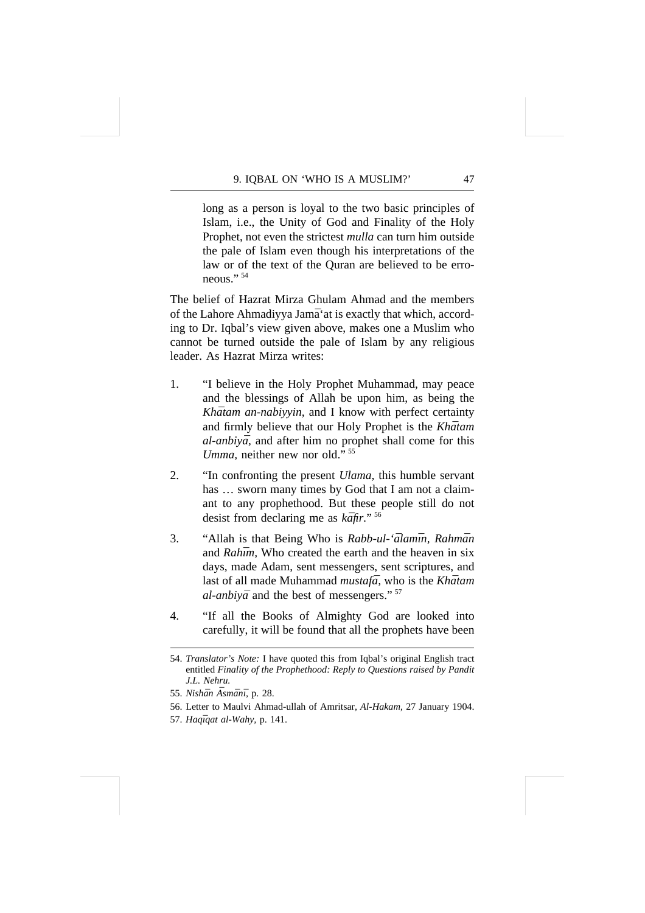long as a person is loyal to the two basic principles of Islam, i.e., the Unity of God and Finality of the Holy Prophet, not even the strictest *mulla* can turn him outside the pale of Islam even though his interpretations of the law or of the text of the Quran are believed to be erroneous." [54]

The belief of Hazrat Mirza Ghulam Ahmad and the members of the Lahore Ahmadiyya Jamā'at is exactly that which, according to Dr. Iqbal's view given above, makes one a Muslim who cannot be turned outside the pale of Islam by any religious leader. As Hazrat Mirza writes:

1. "I believe in the Holy Prophet Muhammad, may peace and the blessings of Allah be upon him, as being the *Khātam an-nabiyyin,* and I know with perfect certainty and firmly believe that our Holy Prophet is the *Khātam al-anbiyā,* and after him no prophet shall come for this *Umma,* neither new nor old." [55]

2. "In confronting the present *Ulama,* this humble servant has … sworn many times by God that I am not a claimant to any prophethood. But these people still do not desist from declaring me as *kāfir*." [56]

3. "Allah is that Being Who is *Rabb-ul-'ālamīn, Rahmān* and *Rahīm,* Who created the earth and the heaven in six days, made Adam, sent messengers, sent scriptures, and last of all made Muhammad *mustafā,* who is the *Khātam al-anbiyā* and the best of messengers." [57]

4. "If all the Books of Almighty God are looked into carefully, it will be found that all the prophets have been

---

54. *Translator's Note:* I have quoted this from Iqbal's original English tract entitled *Finality of the Prophethood: Reply to Questions raised by Pandit J.L. Nehru.*

55. *Nishān Āsmānī,* p. 28.

56. Letter to Maulvi Ahmad-ullah of Amritsar, *Al-Hakam,* 27 January 1904.

57. *Haqīqat al-Wahy,* p. 141.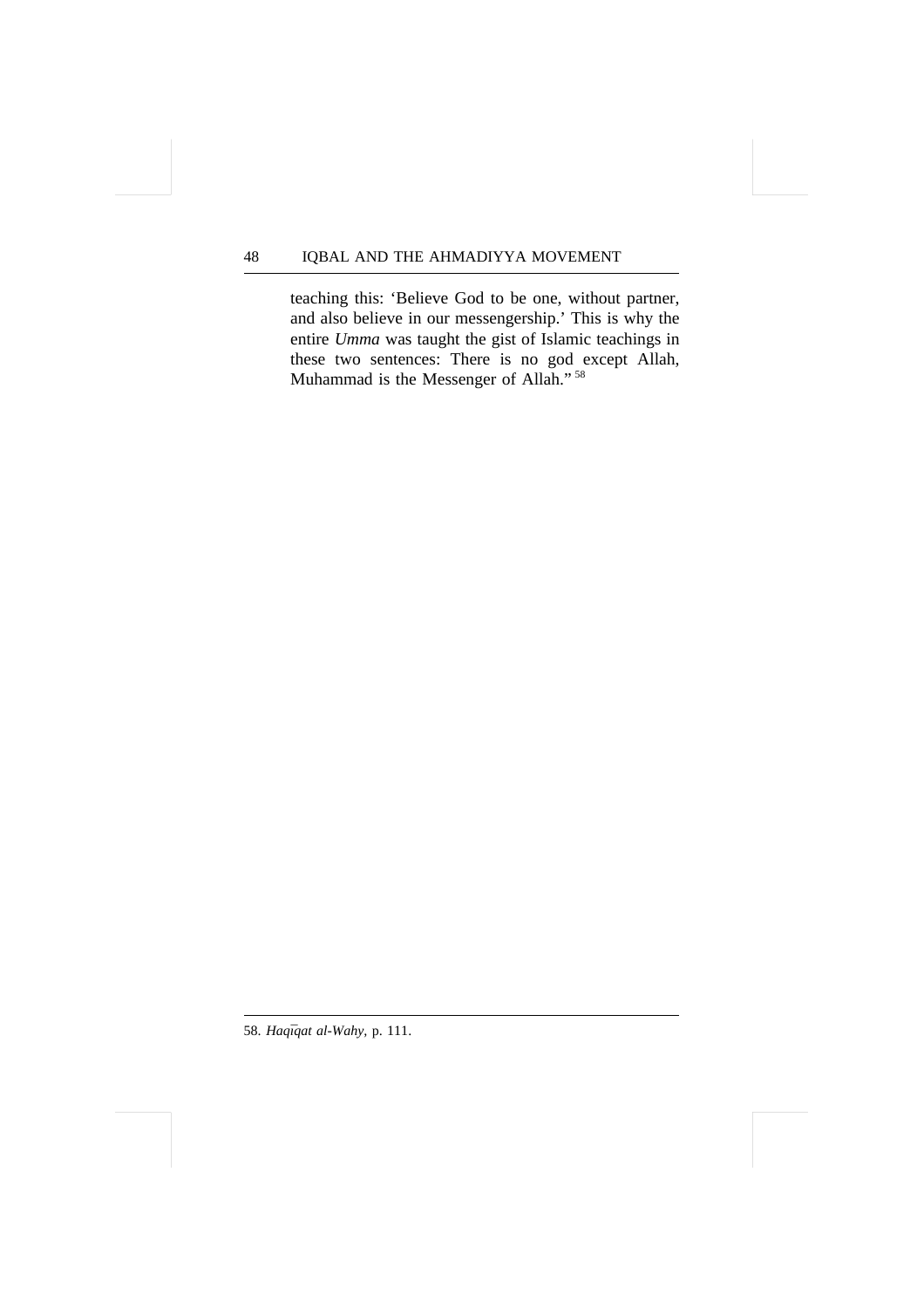teaching this: 'Believe God to be one, without partner, and also believe in our messengership.' This is why the entire *Umma* was taught the gist of Islamic teachings in these two sentences: There is no god except Allah, Muhammad is the Messenger of Allah." [58]

---

58. *Haqīqat al-Wahy*, p. 111.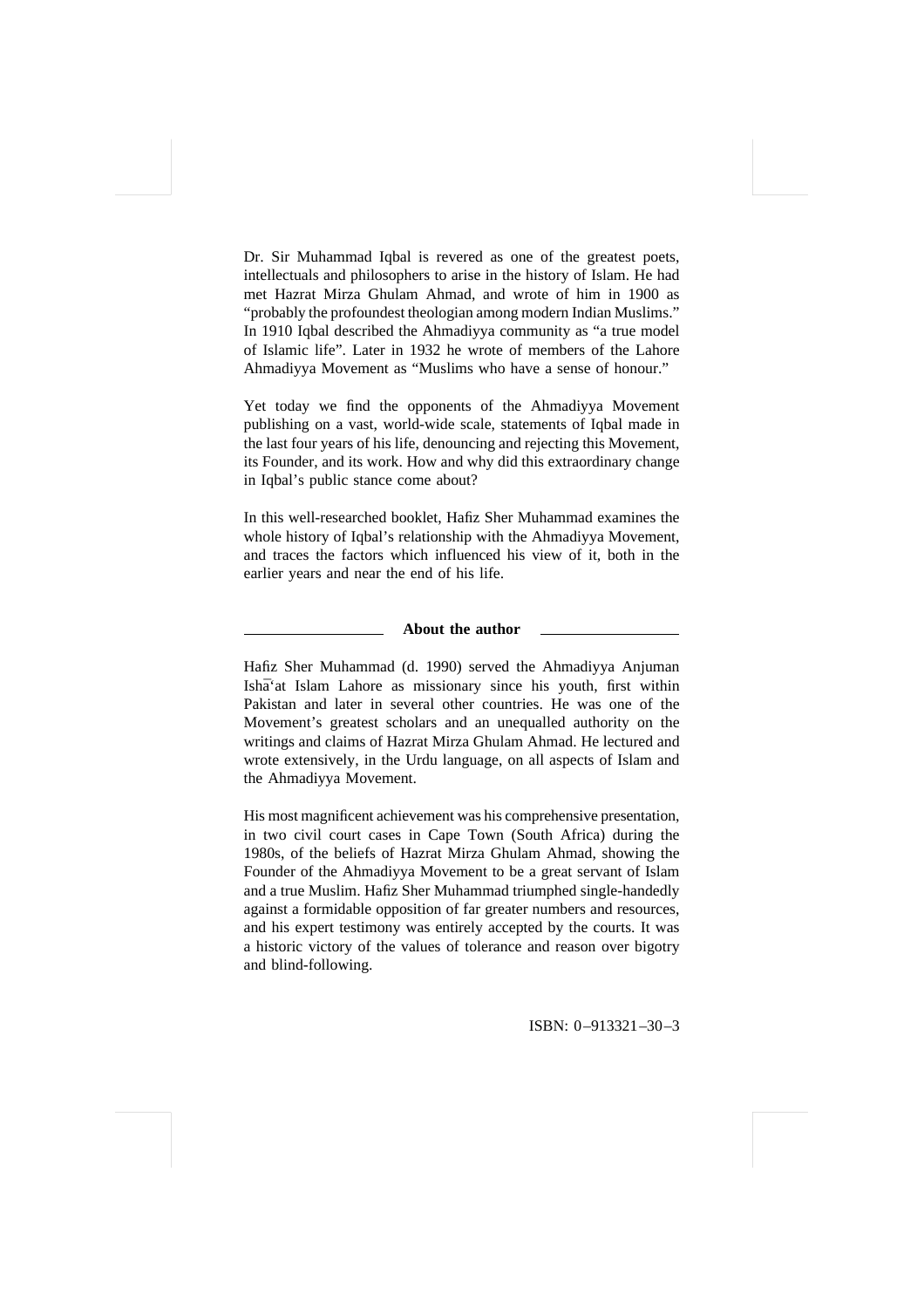Dr. Sir Muhammad Iqbal is revered as one of the greatest poets, intellectuals and philosophers to arise in the history of Islam. He had met Hazrat Mirza Ghulam Ahmad, and wrote of him in 1900 as "probably the profoundest theologian among modern Indian Muslims." In 1910 Iqbal described the Ahmadiyya community as "a true model of Islamic life". Later in 1932 he wrote of members of the Lahore Ahmadiyya Movement as "Muslims who have a sense of honour."

Yet today we find the opponents of the Ahmadiyya Movement publishing on a vast, world-wide scale, statements of Iqbal made in the last four years of his life, denouncing and rejecting this Movement, its Founder, and its work. How and why did this extraordinary change in Iqbal's public stance come about?

In this well-researched booklet, Hafiz Sher Muhammad examines the whole history of Iqbal's relationship with the Ahmadiyya Movement, and traces the factors which influenced his view of it, both in the earlier years and near the end of his life.

**About the author**

Hafiz Sher Muhammad (d. 1990) served the Ahmadiyya Anjuman Ishā'at Islam Lahore as missionary since his youth, first within Pakistan and later in several other countries. He was one of the Movement's greatest scholars and an unequalled authority on the writings and claims of Hazrat Mirza Ghulam Ahmad. He lectured and wrote extensively, in the Urdu language, on all aspects of Islam and the Ahmadiyya Movement.

His most magnificent achievement was his comprehensive presentation, in two civil court cases in Cape Town (South Africa) during the 1980s, of the beliefs of Hazrat Mirza Ghulam Ahmad, showing the Founder of the Ahmadiyya Movement to be a great servant of Islam and a true Muslim. Hafiz Sher Muhammad triumphed single-handedly against a formidable opposition of far greater numbers and resources, and his expert testimony was entirely accepted by the courts. It was a historic victory of the values of tolerance and reason over bigotry and blind-following.

ISBN: 0–913321–30–3